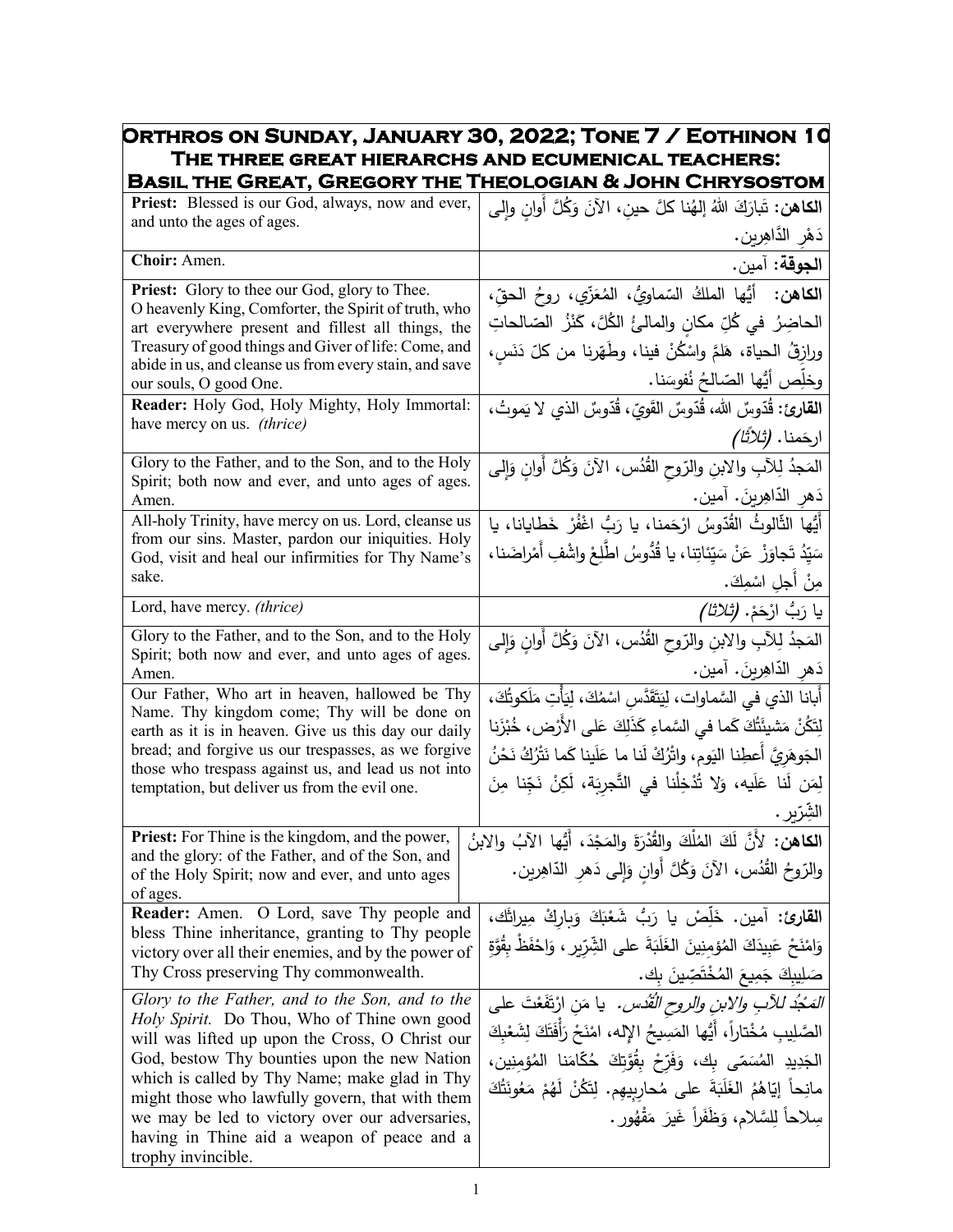| Orthros on Sunday, January 30, 2022; Tone 7 / Eothinon 10<br>The three great hierarchs and ecumenical teachers:<br>Basil the Great, Gregory the Theologian & John Chrysostom | |
|---|---|
| **Priest:** Blessed is our God, always, now and ever, and unto the ages of ages. | **الكاهن:** تَبارَكَ اللهُ إلهُنا كلَّ حينٍ، الآنَ وَكُلَّ أَوانٍ وإلى دَهْرِ الدَّاهِرين. |
| **Choir:** Amen. | **الجوقة:** آمين. |
| **Priest:** Glory to thee our God, glory to Thee.<br>O heavenly King, Comforter, the Spirit of truth, who art everywhere present and fillest all things, the Treasury of good things and Giver of life: Come, and abide in us, and cleanse us from every stain, and save our souls, O good One. | **الكاهن:** أيُّها الملكُ السّماويُّ، المُعَزّي، روحُ الحقِّ، الحاضِرُ في كُلِّ مكانٍ والمالئُ الكُلَّ، كَنْزُ الصّالحاتِ ورازِقُ الحياة، هَلُمَّ واسْكُنْ فينا، وطَهِّرنا من كلّ دَنَسٍ، وخلِّص أيُّها الصّالحُ نُفوسَنا. |
| **Reader:** Holy God, Holy Mighty, Holy Immortal: have mercy on us. *(thrice)* | **القارئ:** قُدّوسٌ الله، قُدّوسٌ القَوِيّ، قُدّوسٌ الذي لا يَموتُ، ارحَمنا. *(ثلاثاً)* |
| Glory to the Father, and to the Son, and to the Holy Spirit; both now and ever, and unto ages of ages. Amen. | المَجدُ لِلآبِ والابنِ والرّوحِ القُدُس، الآنَ وَكُلَّ أَوانٍ وَإِلى دَهرِ الدّاهِرينَ. آمين. |
| All-holy Trinity, have mercy on us. Lord, cleanse us from our sins. Master, pardon our iniquities. Holy God, visit and heal our infirmities for Thy Name's sake. | أَيُّها الثّالوثُ القُدّوسُ ارْحَمنا، يا رَبُّ اغْفُرْ خَطايانا، يا سَيِّدُ تَجاوَزْ عَنْ سَيِّئاتِنا، يا قُدّوسُ اطَّلِعْ واشْفِ أَمْراضَنا، مِنْ أَجلِ اسْمِكَ. |
| Lord, have mercy. *(thrice)* | يا رَبُّ ارْحَمْ. *(ثلاثاً)* |
| Glory to the Father, and to the Son, and to the Holy Spirit; both now and ever, and unto ages of ages. Amen. | المَجدُ لِلآبِ والابنِ والرّوحِ القُدُس، الآنَ وَكُلَّ أَوانٍ وَإِلى دَهرِ الدّاهِرينَ. آمين. |
| Our Father, Who art in heaven, hallowed be Thy Name. Thy kingdom come; Thy will be done on earth as it is in heaven. Give us this day our daily bread; and forgive us our trespasses, as we forgive those who trespass against us, and lead us not into temptation, but deliver us from the evil one. | أَبانا الذي في السَّماوات، لِيَتَقَدَّسِ اسْمُكَ، لِيَأْتِ مَلَكوتُكَ، لِتَكُنْ مَشيئَتُكَ كَما في السَّماءِ كَذَلِكَ عَلى الأَرْض، خُبْزَنا الجَوهَرِيَّ أَعطِنا اليَوم، واتْرُكْ لَنا ما عَلَينا كَما نَتْرُكُ نَحْنُ لِمَن لَنا عَلَيه، وَلا تُدْخِلْنا في التَّجرِبَة، لَكِنْ نَجِّنا مِنَ الشِّرِّير. |
| **Priest:** For Thine is the kingdom, and the power, and the glory: of the Father, and of the Son, and of the Holy Spirit; now and ever, and unto ages of ages. | **الكاهن:** لأَنَّ لَكَ المُلْكَ والقُدْرَةَ والمَجْدَ، أَيُّها الآبُ والابنُ والرّوحُ القُدُس، الآنَ وَكُلَّ أَوانٍ وَإِلى دَهرِ الدّاهِرين. |
| **Reader:** Amen. O Lord, save Thy people and bless Thine inheritance, granting to Thy people victory over all their enemies, and by the power of Thy Cross preserving Thy commonwealth. | **القارئ:** آمين. خَلِّصْ يا رَبُّ شَعْبَكَ وَبارِكْ مِيراثَك، وَامْنَحْ عَبِيدَكَ المُؤمِنِينَ الغَلَبَةَ على الشِّرِّير، وَاحْفَظْ بِقُوَّةِ صَلِيبِكَ جَمِيعَ المُخْتَصِّينَ بِك. |
| *Glory to the Father, and to the Son, and to the Holy Spirit.* Do Thou, Who of Thine own good will was lifted up upon the Cross, O Christ our God, bestow Thy bounties upon the new Nation which is called by Thy Name; make glad in Thy might those who lawfully govern, that with them we may be led to victory over our adversaries, having in Thine aid a weapon of peace and a trophy invincible. | *المَجْدُ للآبِ والابنِ والروحِ القُدُس.* يا مَنِ ارْتَفَعْتَ على الصَّلِيبِ مُخْتاراً، أَيُّها المَسِيحُ الإله، امْنَحْ رَأْفَتَكَ لِشَعْبِكَ الجَدِيدِ المُسَمّى بِك، وَفَرِّحْ بِقُوَّتِكَ حُكّامَنا المُؤمِنين، مانِحاً إيّاهُمُ الغَلَبَةَ على مُحارِبِيهِم. لِتَكُنْ لَهُمْ مَعُونَتُكَ سِلاحاً لِلسَّلام، وَظَفَراً غَيرَ مَقْهُور. |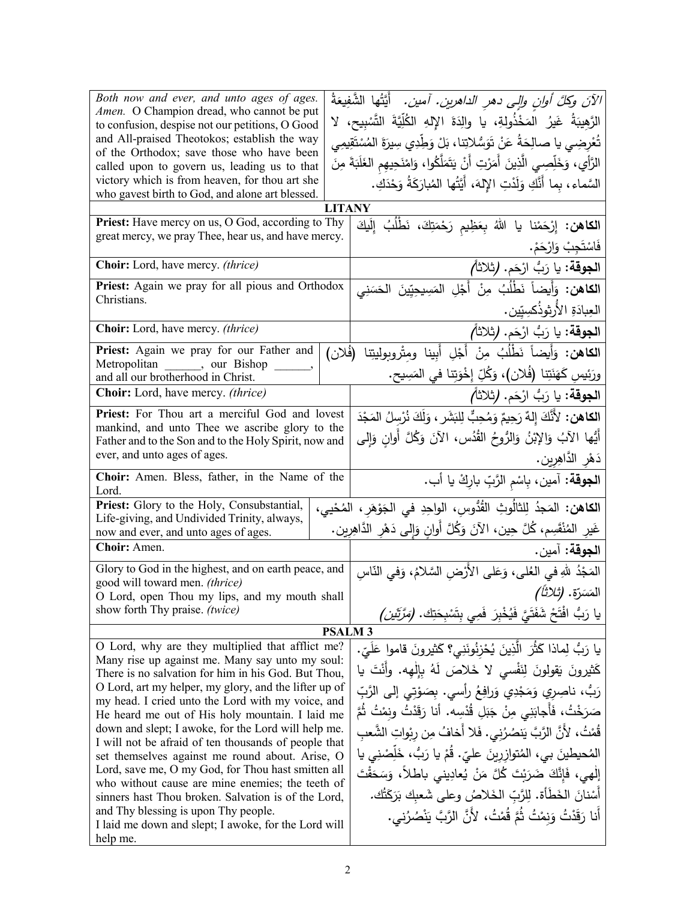| | |
|---|---|
| *Both now and ever, and unto ages of ages. Amen.* O Champion dread, who cannot be put to confusion, despise not our petitions, O Good and All-praised Theotokos; establish the way of the Orthodox; save those who have been called upon to govern us, leading us to that victory which is from heaven, for thou art she who gavest birth to God, and alone art blessed. | *الآنَ وكلَّ أوانٍ وإلى دهرِ الداهرين. آمين.* أيَّتُها الشَّفيعَةُ الرَّهيبَةُ غَيرُ المَخْذُولةِ، يا والِدَةَ الإلهِ الكُلِّيَّةَ التَّسْبيح، لا تُعْرِضِي يا صالِحَةُ عَنْ تَوَسُّلاتِنا، بَلْ وَطِّدِي سِيرَةَ المُسْتَقِيمِي الرَّأي، وَخَلِّصِي الَّذِينَ أَمَرْتِ أَنْ يَتَمَلَّكُوا، وامْنَحِيهِمِ الغَلَبَةَ مِنَ السَّماء، بِما أَنَّكِ وَلَدْتِ الإلهَ، أَيَّتُها المُبارَكَةُ وَحْدَكِ. |

## LITANY

| | |
|---|---|
| **Priest:** Have mercy on us, O God, according to Thy great mercy, we pray Thee, hear us, and have mercy. | **الكاهن:** إرْحَمْنا يا اللهُ بِعَظِيمِ رَحْمَتِكَ، نَطْلُبُ إِلَيكَ فَاسْتَجِبْ وَارْحَمْ. |
| **Choir:** Lord, have mercy. *(thrice)* | **الجوقة:** يا رَبُّ ارْحَم. *(ثلاثاً)* |
| **Priest:** Again we pray for all pious and Orthodox Christians. | **الكاهن:** وَأَيضاً نَطْلُبُ مِنْ أَجْلِ المَسِيحِيِّينَ الحَسَنِي العِبادَةِ الأُرثوذُكسِيّين. |
| **Choir:** Lord, have mercy. *(thrice)* | **الجوقة:** يا رَبُّ ارْحَم. *(ثلاثاً)* |
| **Priest:** Again we pray for our Father and Metropolitan ______, our Bishop ______, and all our brotherhood in Christ. | **الكاهن:** وَأَيضاً نَطْلُبُ مِنْ أَجْلِ أَبِينا ومِتْروبوليتنا (فُلان) ورَئِيسِ كَهَنَتِنا (فُلان)، وَكُلِّ إِخْوَتِنا في المَسِيح. |
| **Choir:** Lord, have mercy. *(thrice)* | **الجوقة:** يا رَبُّ ارْحَم. *(ثلاثاً)* |
| **Priest:** For Thou art a merciful God and lovest mankind, and unto Thee we ascribe glory to the Father and to the Son and to the Holy Spirit, now and ever, and unto ages of ages. | **الكاهن:** لأَنَّكَ إِلهٌ رَحِيمٌ وَمُحِبٌّ لِلبَشَر، وَلَكَ نُرْسِلُ المَجْدَ أَيُّها الآبُ وَالإبْنُ وَالرُّوحُ القُدُس، الآنَ وَكُلَّ أَوانٍ وَإِلى دَهْرِ الدَّاهِرِين. |
| **Choir:** Amen. Bless, father, in the Name of the Lord. | **الجوقة:** آمين، بِاسْمِ الرَّبِّ بارِكْ يا أب. |
| **Priest:** Glory to the Holy, Consubstantial, Life-giving, and Undivided Trinity, always, now and ever, and unto ages of ages. | **الكاهن:** المَجدُ لِلثالُوثِ القُدُّوسِ، الواحِدِ في الجَوْهَرِ، المُحْيي، غَيرِ المُنْقَسِم، كُلَّ حِين، الآنَ وَكُلَّ أَوانٍ وَإِلى دَهْرِ الدَّاهِرِين. |
| **Choir:** Amen. | **الجوقة:** آمين. |
| Glory to God in the highest, and on earth peace, and good will toward men. *(thrice)*<br>O Lord, open Thou my lips, and my mouth shall show forth Thy praise. *(twice)* | المَجْدُ للهِ في العُلى، وَعَلى الأَرْضِ السَّلامُ، وَفي النّاسِ المَسَرَّة. *(ثلاثاً)*<br>يا رَبُّ افْتَحْ شَفَتَيَّ فَيُخْبِرَ فَمِي بِتَسْبِحَتِك. *(مرّتَين)* |

## PSALM 3

| | |
|---|---|
| O Lord, why are they multiplied that afflict me? Many rise up against me. Many say unto my soul: There is no salvation for him in his God. But Thou, O Lord, art my helper, my glory, and the lifter up of my head. I cried unto the Lord with my voice, and He heard me out of His holy mountain. I laid me down and slept; I awoke, for the Lord will help me. I will not be afraid of ten thousands of people that set themselves against me round about. Arise, O Lord, save me, O my God, for Thou hast smitten all who without cause are mine enemies; the teeth of sinners hast Thou broken. Salvation is of the Lord, and Thy blessing is upon Thy people.<br>I laid me down and slept; I awoke, for the Lord will help me. | يا رَبُّ لِماذا كَثُرَ الَّذِينَ يُحْزِنُونَنِي؟ كَثِيرونَ قاموا عَلَيّ. كَثِيرونَ يَقولونَ لِنَفْسي لا خَلاصَ لَهُ بِإِلٰهِه. وأَنْتَ يا رَبُّ، ناصِرِي وَمَجْدِي وَرافِعُ رأسي. بِصَوْتِي إلى الرَّبِّ صَرَخْتُ، فَأَجابَنِي مِنْ جَبَلِ قُدْسِه. أنا رَقَدْتُ ونِمْتُ ثُمَّ قُمْتُ، لأَنَّ الرَّبَّ يَنصُرُنِي. فَلا أَخافُ مِن رِبْواتِ الشَّعبِ المُحيطِينَ بي، المُتوازِرِينَ عليّ. قُمْ يا رَبُّ، خَلِّصْنِي يا إلٰهي، فَإِنَّكَ ضَرَبْتَ كُلَّ مَنْ يُعادِيني باطلاً، وَسَحَقْتَ أَسْنانَ الخَطَأة. لِلرَّبِّ الخَلاصُ وعلى شَعبِكَ بَرَكَتُك.<br>أَنا رَقَدْتُ وَنِمْتُ ثُمَّ قُمْتُ، لأَنَّ الرَّبَّ يَنْصُرُنِي. |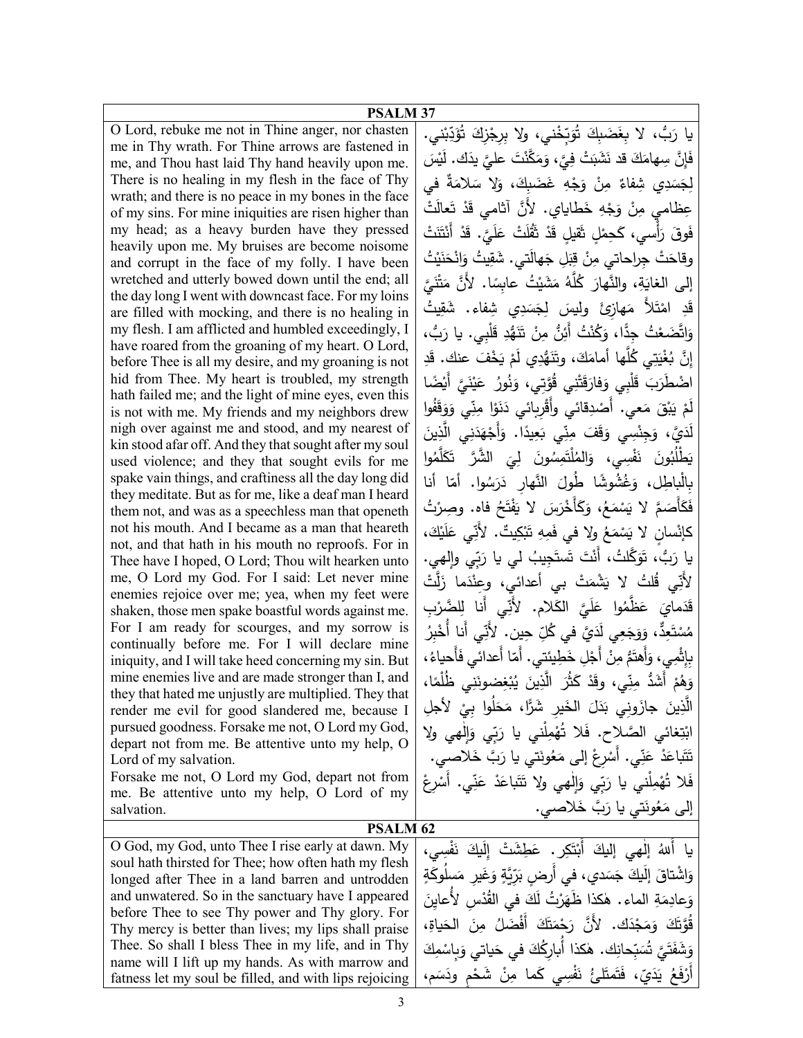| PSALM 37 | |
|---|---|
| O Lord, rebuke me not in Thine anger, nor chasten me in Thy wrath. For Thine arrows are fastened in me, and Thou hast laid Thy hand heavily upon me. There is no healing in my flesh in the face of Thy wrath; and there is no peace in my bones in the face of my sins. For mine iniquities are risen higher than my head; as a heavy burden have they pressed heavily upon me. My bruises are become noisome and corrupt in the face of my folly. I have been wretched and utterly bowed down until the end; all the day long I went with downcast face. For my loins are filled with mocking, and there is no healing in my flesh. I am afflicted and humbled exceedingly, I have roared from the groaning of my heart. O Lord, before Thee is all my desire, and my groaning is not hid from Thee. My heart is troubled, my strength hath failed me; and the light of mine eyes, even this is not with me. My friends and my neighbors drew nigh over against me and stood, and my nearest of kin stood afar off. And they that sought after my soul used violence; and they that sought evils for me spake vain things, and craftiness all the day long did they meditate. But as for me, like a deaf man I heard them not, and was as a speechless man that openeth not his mouth. And I became as a man that heareth not, and that hath in his mouth no reproofs. For in Thee have I hoped, O Lord; Thou wilt hearken unto me, O Lord my God. For I said: Let never mine enemies rejoice over me; yea, when my feet were shaken, those men spake boastful words against me. For I am ready for scourges, and my sorrow is continually before me. For I will declare mine iniquity, and I will take heed concerning my sin. But mine enemies live and are made stronger than I, and they that hated me unjustly are multiplied. They that render me evil for good slandered me, because I pursued goodness. Forsake me not, O Lord my God, depart not from me. Be attentive unto my help, O Lord of my salvation.<br>Forsake me not, O Lord my God, depart not from me. Be attentive unto my help, O Lord of my salvation. | يا رَبُّ، لا بِغَضَبِكَ تُوَبِّخْني، ولا بِرِجْزِكَ تُؤَدِّبْني. فَإِنَّ سِهامَكَ قد نَشَبَتْ فِيَّ، وَمَكَّنْتَ عليَّ يدَك. لَيْسَ لِجَسَدِي شِفاءٌ مِنْ وَجْهِ غَضَبِكَ، وَلا سَلامَةٌ في عِظامي مِنْ وَجْهِ خَطاياي. لأَنَّ آثامي قَدْ تَعالَتْ فَوقَ رَأْسي، كَحِمْلٍ ثَقيلٍ قَدْ ثَقُلَتْ عَلَيَّ. قَدْ أَنْتَنَتْ وقاحَتْ جِراحاتي مِنْ قِبَلِ جَهالَتي. شَقِيتُ وَانْحَنَيْتُ إلى الغايَةِ، والنَّهارَ كُلَّهُ مَشَيْتُ عابِسًا. لأَنَّ مَتْنَيَّ قَدِ امْتَلأَ مَهازِئَ وليسَ لِجَسَدِي شِفاء. شَقِيتُ وَاتَّضَعْتُ جِدًّا، وَكُنْتُ أَئِنُّ مِنْ تَنَهُّدِ قَلْبِي. يا رَبُّ، إِنَّ بُغْيَتِي كُلَّها أمامَكَ، وتَنَهُّدِي لَمْ يَخْفَ عنك. قَدِ اضْطَرَبَ قَلْبِي وَفارَقَتْنِي قُوَّتِي، وَنُورُ عَيْنَيَّ أَيْضًا لَمْ يَبْقَ مَعي. أَصْدِقائي وأَقْرِبائي دَنَوْا مِنّي وَوَقَفُوا لَدَيَّ، وَجِنْسِي وَقَفَ مِنِّي بَعِيدًا. وَأَجْهَدَنِي الَّذِينَ يَطْلُبُونَ نَفْسِي، وَالمُلْتَمِسُونَ لِيَ الشَّرَّ تَكَلَّمُوا بِالْباطِلِ، وَغُشُوشًا طُولَ النَّهارِ دَرَسُوا. أمّا أنا فَكَأَصَمَّ لا يَسْمَعُ، وَكَأَخْرَسَ لا يَفْتَحُ فاه. وصِرْتُ كإِنْسانٍ لا يَسْمَعُ ولا في فَمِهِ تَبْكِيتٌ. لأَنِّي عَلَيْكَ، يا رَبُّ، تَوَكَّلتُ، أَنْتَ تَسْتَجِيبُ لي يا رَبِّي وإلهي. لأَنِّي قُلتُ لا يَشْمَتْ بي أعدائي، وعِنْدَما زَلَّتْ قَدَمايَ عَظَّمُوا عَلَيَّ الكَلام. لأَنِّي أَنا لِلضَّرْبِ مُسْتَعِدٌّ، وَوَجَعِي لَدَيَّ في كُلِّ حِين. لأَنِّي أَنا أُخْبِرُ بِإِثْمِي، وَأَهتَمُّ مِنْ أَجْلِ خَطِيئتي. أَمّا أَعدائي فَأَحياءُ، وَهُمْ أَشَدُّ مِنّي، وقَدْ كَثُرَ الَّذِينَ يُبْغِضونَني ظُلْمًا، الَّذِينَ جازَوني بَدَلَ الخَيرِ شَرًّا، مَحَلُوا بِيْ لأَجلِ ابْتِغائي الصَّلاح. فَلا تُهْمِلْني يا رَبِّي وَإِلٰهي ولا تَتَباعَدْ عَنِّي. أَسْرِعْ إلى مَعُونَتي يا رَبَّ خَلاصي.<br>فَلا تُهْمِلْني يا رَبِّي وَإِلٰهي ولا تَتَباعَدْ عَنّي. أَسْرِعْ إلى مَعُونَتي يا رَبَّ خَلاصي. |
| **PSALM 62** | |
| O God, my God, unto Thee I rise early at dawn. My soul hath thirsted for Thee; how often hath my flesh longed after Thee in a land barren and untrodden and unwatered. So in the sanctuary have I appeared before Thee to see Thy power and Thy glory. For Thy mercy is better than lives; my lips shall praise Thee. So shall I bless Thee in my life, and in Thy name will I lift up my hands. As with marrow and fatness let my soul be filled, and with lips rejoicing | يا أَللهُ إلٰهي إليكَ أَبْتَكِر. عَطِشَتْ إِلَيكَ نَفْسِي، وَاشْتاقَ إِلَيكَ جَسَدي، في أَرضٍ بَرِّيَّةٍ وَغَيرِ مَسلُوكَةٍ وَعادِمَةِ الماء. هٰكذا ظَهَرْتُ لَكَ في القُدْسِ لأُعايِنَ قُوَّتَكَ وَمَجْدَك. لأَنَّ رَحْمَتَكَ أَفْضَلُ مِنَ الحَياةِ، وَشَفَتَيَّ تُسَبِّحانِك. هٰكذا أُبارِكُكَ في حَياتي وَبِاسْمِكَ أَرْفَعُ يَدَيّ، فَتَمتَلِئُ نَفْسِي كَما مِنْ شَحْمٍ ودَسَم، |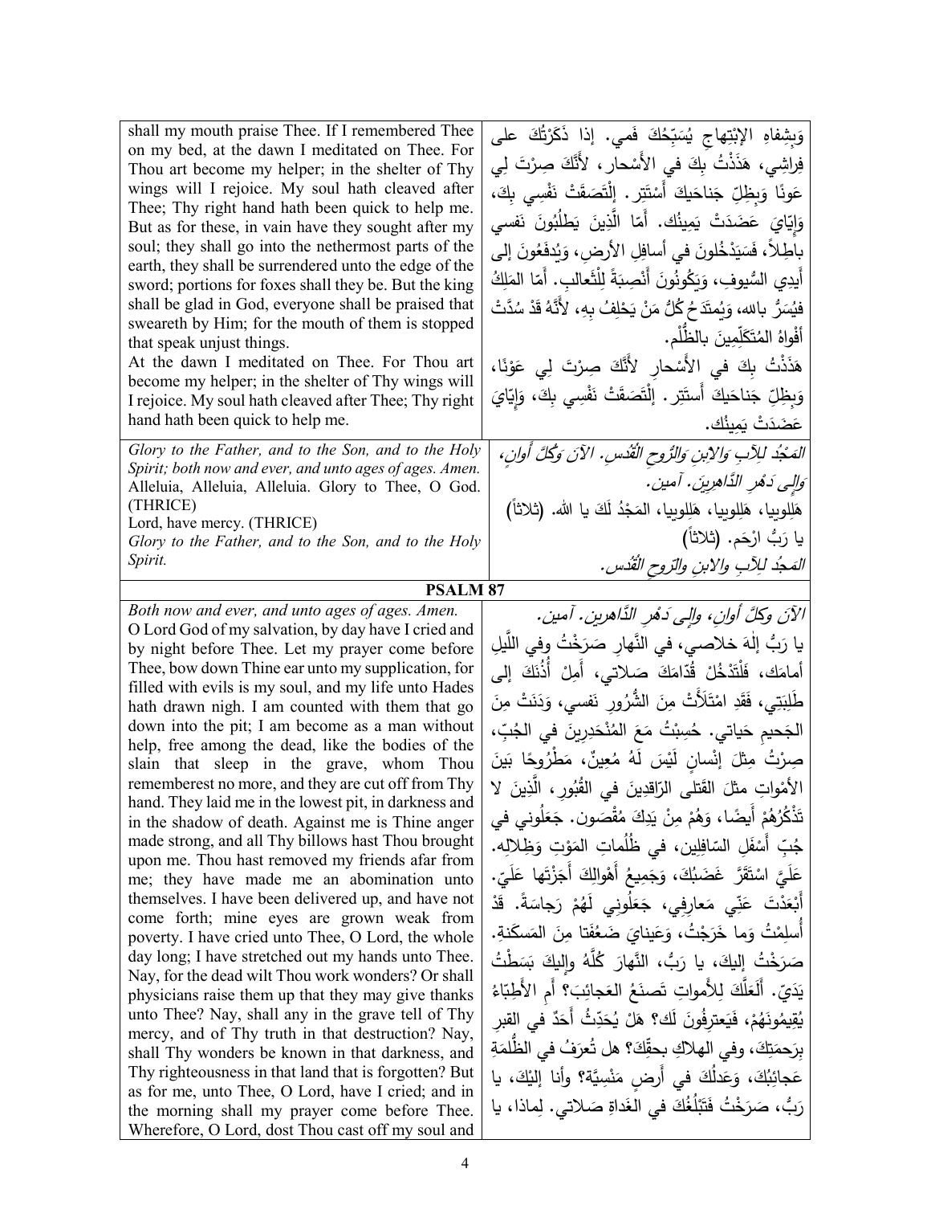| | |
|---|---|
| shall my mouth praise Thee. If I remembered Thee on my bed, at the dawn I meditated on Thee. For Thou art become my helper; in the shelter of Thy wings will I rejoice. My soul hath cleaved after Thee; Thy right hand hath been quick to help me. But as for these, in vain have they sought after my soul; they shall go into the nethermost parts of the earth, they shall be surrendered unto the edge of the sword; portions for foxes shall they be. But the king shall be glad in God, everyone shall be praised that sweareth by Him; for the mouth of them is stopped that speak unjust things.<br>At the dawn I meditated on Thee. For Thou art become my helper; in the shelter of Thy wings will I rejoice. My soul hath cleaved after Thee; Thy right hand hath been quick to help me. | وَبِشِفاهِ الابْتِهاجِ يُسَبِّحُكَ فَمي. إذا ذَكَرْتُكَ على فِراشِي، هَذَذْتُ بِكَ في الأَسْحارِ، لأَنَّكَ صِرْتَ لِي عونًا وَبِظِلِّ جَناحَيكَ أَسْتَتِر. إِلْتَصَقَتْ نَفْسي بِكَ، وَإِيّايَ عَضَدَتْ يَمِينُك. أَمّا الَّذِينَ يَطْلُبُونَ نَفسي باطِلاً، فَسَيَدْخُلونَ في أسافِلِ الأرضِ، وَيُدفَعُونَ إلى أَيدِي السُّيوفِ، وَيَكُونُونَ أَنْصِبَةً لِلْثَّعالِبِ. أَمّا المَلِكُ فيُسَرُّ بالله، وَيُمتَدَحُ كُلُّ مَنْ يَحْلِفُ بِهِ، لأَنَّهُ قَدْ سُدَّتْ أَفْواهُ المُتَكَلِّمِينَ بالظُّلْم.<br>هَذَذْتُ بِكَ في الأَسْحارِ لأَنَّكَ صِرْتَ لِي عَوْنًا، وَبِظِلِّ جَناحَيكَ أَستَتِر. إِلْتَصَقَتْ نَفْسِي بِكَ، وَإِيّايَ عَضَدَتْ يَمِينُك. |
| *Glory to the Father, and to the Son, and to the Holy Spirit; both now and ever, and unto ages of ages. Amen.*<br>Alleluia, Alleluia, Alleluia. Glory to Thee, O God. (THRICE)<br>Lord, have mercy. (THRICE)<br>*Glory to the Father, and to the Son, and to the Holy Spirit.* | *المَجْدُ لِلآبِ وَالابنِ وَالرُّوحِ القُدُسِ. الآنَ وَكُلَّ أَوانٍ، وَإِلى دَهْرِ الدَّاهِرِينَ. آمين.*<br>هَلِلوبيا، هَلِلوبيا، هَلِلوبيا، المَجْدُ لَكَ يا الله. (ثلاثاً)<br>يا رَبُّ ارْحَم. (ثلاثاً)<br>*المَجدُ لِلآبِ والابنِ والرّوحِ القُدُس.* |

## PSALM 87

| | |
|---|---|
| *Both now and ever, and unto ages of ages. Amen.*<br>O Lord God of my salvation, by day have I cried and by night before Thee. Let my prayer come before Thee, bow down Thine ear unto my supplication, for filled with evils is my soul, and my life unto Hades hath drawn nigh. I am counted with them that go down into the pit; I am become as a man without help, free among the dead, like the bodies of the slain that sleep in the grave, whom Thou rememberest no more, and they are cut off from Thy hand. They laid me in the lowest pit, in darkness and in the shadow of death. Against me is Thine anger made strong, and all Thy billows hast Thou brought upon me. Thou hast removed my friends afar from me; they have made me an abomination unto themselves. I have been delivered up, and have not come forth; mine eyes are grown weak from poverty. I have cried unto Thee, O Lord, the whole day long; I have stretched out my hands unto Thee. Nay, for the dead wilt Thou work wonders? Or shall physicians raise them up that they may give thanks unto Thee? Nay, shall any in the grave tell of Thy mercy, and of Thy truth in that destruction? Nay, shall Thy wonders be known in that darkness, and Thy righteousness in that land that is forgotten? But as for me, unto Thee, O Lord, have I cried; and in the morning shall my prayer come before Thee. Wherefore, O Lord, dost Thou cast off my soul and | *الآنَ وكلَّ أوانٍ، وإلى دَهْرِ الدَّاهرين. آمين.*<br>يا رَبُّ إِلَهَ خلاصي، في النَّهارِ صَرَخْتُ وفي اللَّيلِ أمامَك، فَلْتَدْخُلْ قُدّامَكَ صَلاتي، أَمِلْ أُذُنَكَ إلى طَلِبَتِي، فَقَدِ امْتَلأَتْ مِنَ الشُّرُورِ نَفسي، وَدَنَتْ مِنَ الجَحيمِ حَياتي. حُسِبْتُ مَعَ المُنْحَدِرِينَ في الجُبِّ، صِرْتُ مِثلَ إِنْسانٍ لَيْسَ لَهُ مُعِينٌ، مَطْرُوحًا بَيْنَ الأَمْواتِ مثلَ القَتلى الرّاقِدِينَ في القُبُورِ، الَّذِينَ لا تَذْكُرُهُمْ أَيضًا، وَهُمْ مِنْ يَدِكَ مُقْصَون. جَعَلُوني في جُبِّ أَسْفَلِ السّافِلِين، في ظُلُماتِ المَوْتِ وَظِلالِه. عَلَيَّ اسْتَقَرَّ غَضَبُكَ، وَجَمِيعُ أَهْوالِكَ أَجَزْتَها عَلَيّ. أَبْعَدْتَ عَنِّي مَعارِفِي، جَعَلُونِي لَهُمْ رَجاسَةً. قَدْ أُسلِمْتُ وَما خَرَجْتُ، وَعَيناي ضَعُفَتا مِنَ المَسكَنةِ. صَرَخْتُ إِليكَ، يا رَبُّ، النَّهارَ كُلَّهُ وإِليكَ بَسَطْتُ يَدَيّ. أَلَعَلَّكَ لِلأَمواتِ تَصنَعُ العَجائِبَ؟ أَمِ الأَطِبّاءُ يُقِيمُونَهُمْ، فَيَعترِفُونَ لَك؟ هَلْ يُحَدِّثُ أَحَدٌ في القبرِ بِرَحمَتِكَ، وفي الهلاكِ بحقِّكَ؟ هل تُعرَفُ في الظُّلمَةِ عَجائِبُكَ، وَعَدلُكَ في أَرضٍ مَنْسِيَّة؟ وأنا إِلَيْكَ، يا رَبُّ، صَرَخْتُ فَتَبْلُغُكَ في الغَداةِ صَلاتي. لِماذا، يا |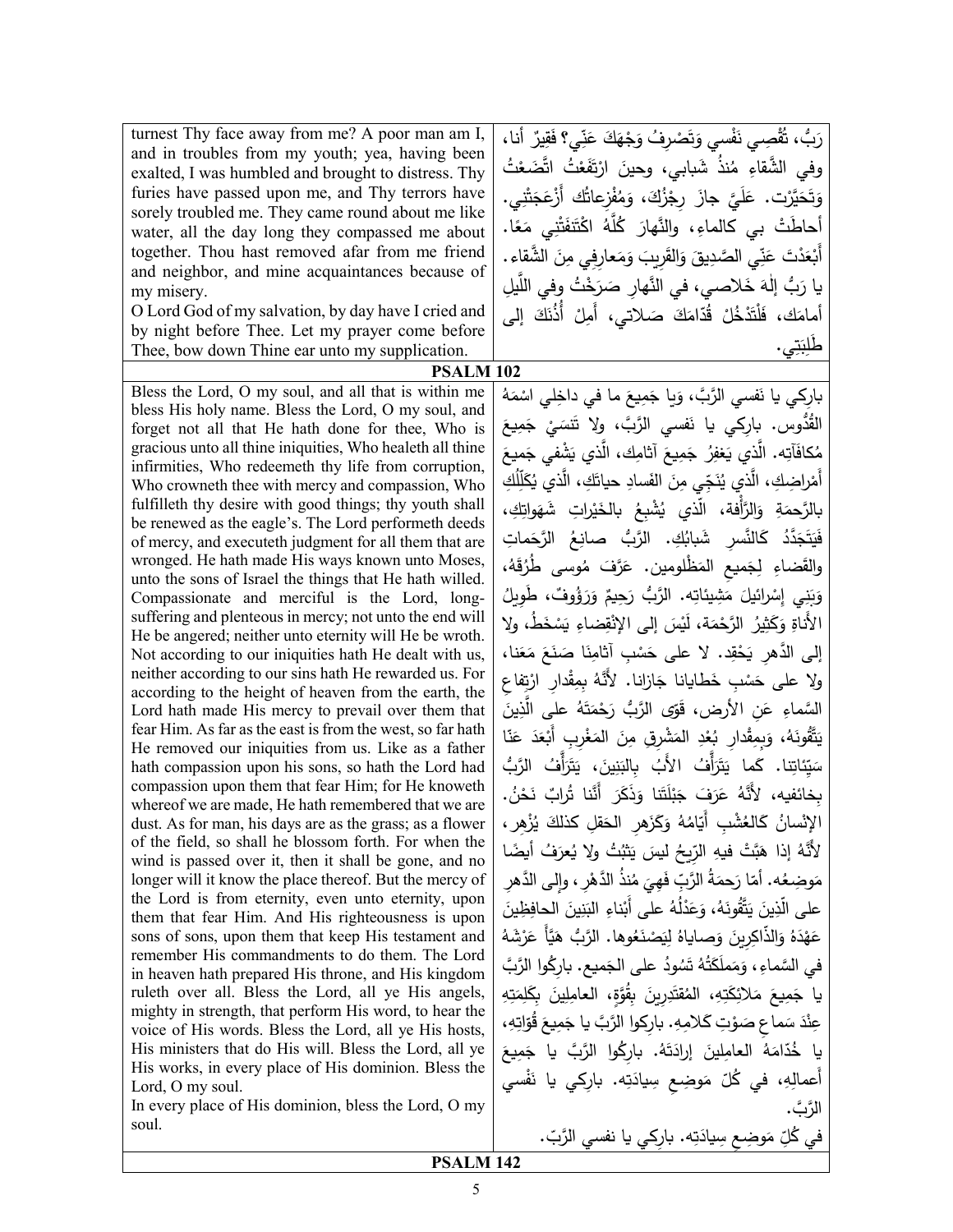| | |
|---|---|
| turnest Thy face away from me? A poor man am I, and in troubles from my youth; yea, having been exalted, I was humbled and brought to distress. Thy furies have passed upon me, and Thy terrors have sorely troubled me. They came round about me like water, all the day long they compassed me about together. Thou hast removed afar from me friend and neighbor, and mine acquaintances because of my misery. O Lord God of my salvation, by day have I cried and by night before Thee. Let my prayer come before Thee, bow down Thine ear unto my supplication. | رَبُّ، تُقْصِي نَفْسي وَتَصْرِفُ وَجْهَكَ عَنّي؟ فَقِيرٌ أنا، وفي الشَّقاءِ مُنذُ شَبابي، وحينَ ارْتَفَعْتُ اتَّضَعْتُ وَتَحَيَّرْت. عَلَيَّ جازَ رِجْزُكَ، وَمُفْزِعاتُك أَزْعَجَتْنِي. أحاطَتْ بي كالماءِ، والنَّهارَ كُلَّهُ اكْتَنفَتْنِي مَعًا. أَبْعَدْتَ عَنِّي الصَّدِيقَ وَالقَرِيبَ وَمَعارِفِي مِنَ الشَّقاء. يا رَبُّ إلهَ خَلاصي، في النَّهارِ صَرَخْتُ وفي اللَّيلِ أمامَك، فَلْتَدْخُلْ قُدّامَكَ صَلاتي، أَمِلْ أُذُنَكَ إلى طَلِبَتِي. |
| **PSALM 102** | |
| Bless the Lord, O my soul, and all that is within me bless His holy name. Bless the Lord, O my soul, and forget not all that He hath done for thee, Who is gracious unto all thine iniquities, Who healeth all thine infirmities, Who redeemeth thy life from corruption, Who crowneth thee with mercy and compassion, Who fulfilleth thy desire with good things; thy youth shall be renewed as the eagle's. The Lord performeth deeds of mercy, and executeth judgment for all them that are wronged. He hath made His ways known unto Moses, unto the sons of Israel the things that He hath willed. Compassionate and merciful is the Lord, long-suffering and plenteous in mercy; not unto the end will He be angered; neither unto eternity will He be wroth. Not according to our iniquities hath He dealt with us, neither according to our sins hath He rewarded us. For according to the height of heaven from the earth, the Lord hath made His mercy to prevail over them that fear Him. As far as the east is from the west, so far hath He removed our iniquities from us. Like as a father hath compassion upon his sons, so hath the Lord had compassion upon them that fear Him; for He knoweth whereof we are made, He hath remembered that we are dust. As for man, his days are as the grass; as a flower of the field, so shall he blossom forth. For when the wind is passed over it, then it shall be gone, and no longer will it know the place thereof. But the mercy of the Lord is from eternity, even unto eternity, upon them that fear Him. And His righteousness is upon sons of sons, upon them that keep His testament and remember His commandments to do them. The Lord in heaven hath prepared His throne, and His kingdom ruleth over all. Bless the Lord, all ye His angels, mighty in strength, that perform His word, to hear the voice of His words. Bless the Lord, all ye His hosts, His ministers that do His will. Bless the Lord, all ye His works, in every place of His dominion. Bless the Lord, O my soul. In every place of His dominion, bless the Lord, O my soul. | بارِكِي يا نَفسي الرَّبَّ، وَيا جَمِيعَ ما في داخِلي اسْمَهُ القُدُّوس. بارِكِي يا نَفسي الرَّبَّ، ولا تَنسَيْ جَمِيعَ مُكافَآتِه. الَّذي يَغفِرُ جَمِيعَ آثامِكِ، الَّذي يَشْفي جَمِيعَ أَمْراضِكِ، الَّذي يُنَجّي مِنَ الفَسادِ حياتَكِ، الَّذي يُكَلِّلُكِ بالرَّحمَةِ وَالرَّأفة، الَّذي يُشْبِعُ بالخَيْراتِ شَهَواتِكِ، فَيَتَجَدَّدُ كَالنَّسرِ شَبابُكِ. الرَّبُّ صانِعُ الرَّحَماتِ والقَضاءِ لِجَمِيعِ المَظْلومين. عَرَّفَ مُوسى طُرُقَهُ، وَبَنِي إسْرائيلَ مَشِيئاتِه. الرَّبُّ رَحِيمٌ وَرَؤُوفٌ، طَوِيلُ الأَناةِ وَكَثِيرُ الرَّحْمَة، لَيْسَ إلى الإنْقِضاءِ يَسْخَطُ، ولا إلى الدَّهرِ يَحْقِد. لا على حَسْبِ آثامِنا صَنَعَ مَعَنا، ولا على حَسْبِ خَطايانا جَازانا. لأَنَّهُ بِمِقْدارِ ارْتِفاعِ السَّماءِ عَنِ الأرض، قَوّى الرَّبُّ رَحْمَتَهُ على الَّذِينَ يَتَّقُونَهُ، وَبِمِقْدارِ بُعْدِ المَشْرِقِ مِنَ المَغْرِبِ أَبْعَدَ عَنّا سَيِّئاتِنا. كَما يَتَرَأَّفُ الأَبُ بِالبَنِينَ، يَتَرَأَّفُ الرَّبُّ بِخائفِيه، لأَنَّهُ عَرَفَ جَبْلَتَنا وَذَكَرَ أَنَّنا تُرابٌ نَحْنُ. الإنْسانُ كَالعُشْبِ أَيّامُهُ وَكَزَهرِ الحَقلِ كذلكَ يُزْهِر، لأَنَّهُ إذا هَبَّتْ فيهِ الرّيحُ ليسَ يَثبُتُ ولا يُعرَفُ أيضًا مَوضِعُه. أمّا رَحمَةُ الرَّبِّ فَهِيَ مُنذُ الدَّهْرِ، وإلى الدَّهرِ على الَّذِينَ يَتَّقُونَهُ، وَعَدْلُهُ على أَبْناءِ البَنِينَ الحافِظِينَ عَهْدَهُ وَالذّاكِرِينَ وَصاياهُ لِيَصْنَعُوها. الرَّبُّ هَيَّأَ عَرْشَهُ في السَّماءِ، وَمَملَكَتُهُ تَسُودُ على الجَمِيع. بارِكُوا الرَّبَّ يا جَمِيعَ مَلائِكَتِهِ، المُقتَدِرِينَ بِقُوَّةٍ، العامِلِينَ بِكَلِمَتِهِ عِنْدَ سَماعِ صَوْتِ كَلامِهِ. بارِكوا الرَّبَّ يا جَمِيعَ قُوّاتِهِ، يا خُدّامَهُ العامِلِينَ إرادَتَهُ. بارِكُوا الرَّبَّ يا جَمِيعَ أَعمالِهِ، في كُلِّ مَوضِعِ سِيادَتِه. بارِكِي يا نَفْسي الرَّبَّ. في كُلِّ مَوضِعِ سِيادَتِه. بارِكِي يا نفسي الرَّبّ. |
| **PSALM 142** | |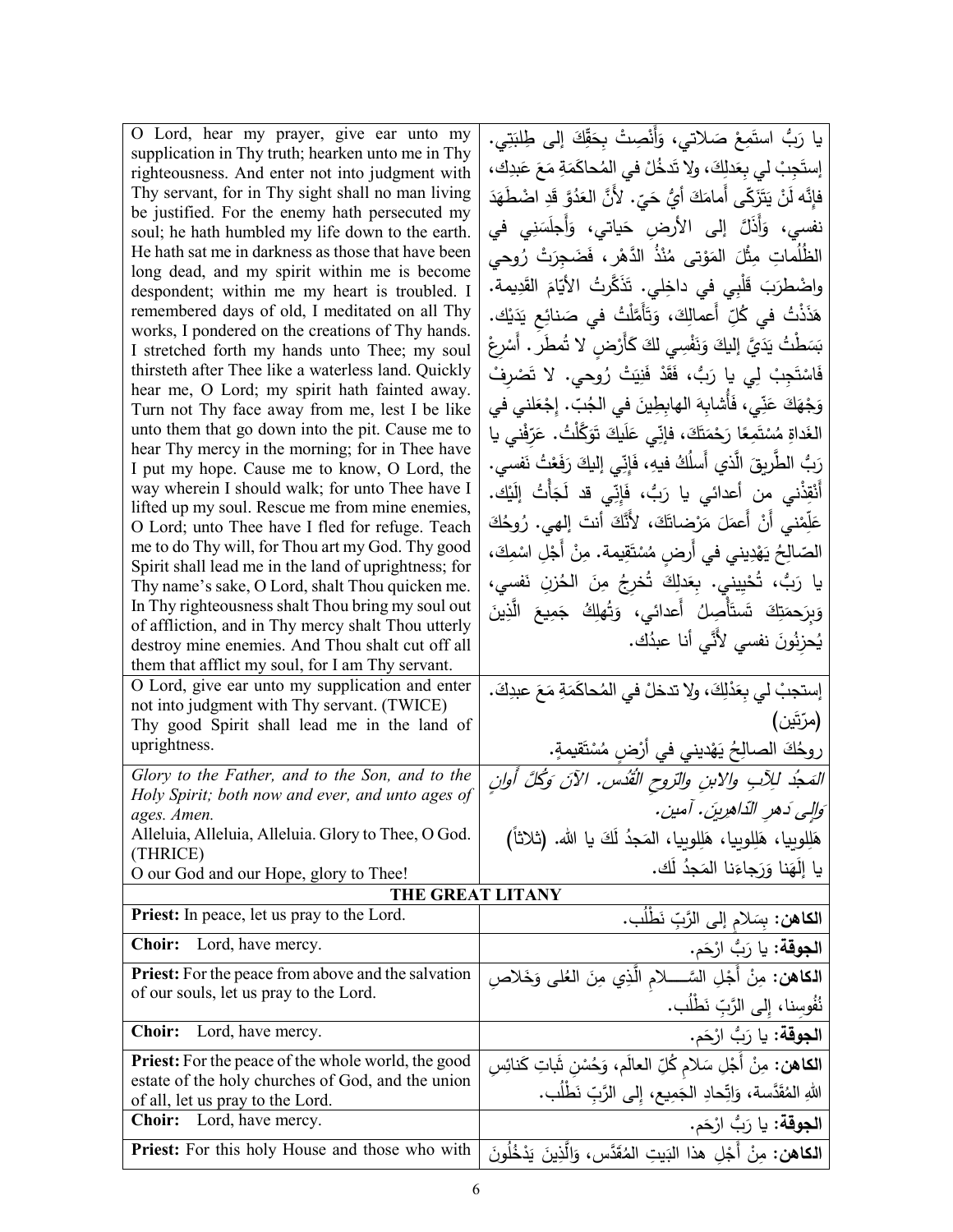| | |
|---|---|
| O Lord, hear my prayer, give ear unto my supplication in Thy truth; hearken unto me in Thy righteousness. And enter not into judgment with Thy servant, for in Thy sight shall no man living be justified. For the enemy hath persecuted my soul; he hath humbled my life down to the earth. He hath sat me in darkness as those that have been long dead, and my spirit within me is become despondent; within me my heart is troubled. I remembered days of old, I meditated on all Thy works, I pondered on the creations of Thy hands. I stretched forth my hands unto Thee; my soul thirsteth after Thee like a waterless land. Quickly hear me, O Lord; my spirit hath fainted away. Turn not Thy face away from me, lest I be like unto them that go down into the pit. Cause me to hear Thy mercy in the morning; for in Thee have I put my hope. Cause me to know, O Lord, the way wherein I should walk; for unto Thee have I lifted up my soul. Rescue me from mine enemies, O Lord; unto Thee have I fled for refuge. Teach me to do Thy will, for Thou art my God. Thy good Spirit shall lead me in the land of uprightness; for Thy name's sake, O Lord, shalt Thou quicken me. In Thy righteousness shalt Thou bring my soul out of affliction, and in Thy mercy shalt Thou utterly destroy mine enemies. And Thou shalt cut off all them that afflict my soul, for I am Thy servant. | يا رَبُّ استَمِعْ صَلاتي، وَأَنْصِتْ بِحَقِّكَ إلى طِلبَتِي. إستَجِبْ لي بِعَدلِكَ، ولا تَدخُلْ في المُحاكَمَةِ مَعَ عَبدِك، فإنَّه لَنْ يَتَزَكَّى أَمامَكَ أيُّ حَيّ. لأنَّ العَدُوَّ قَدِ اضْطَهَدَ نفسي، وَأَذَلَّ إلى الأرضِ حَياتي، وَأَجلَسَنِي في الظُّلُماتِ مِثْلَ المَوْتى مُنْذُ الدَّهْر، فَضَجِرَتْ رُوحي واضْطرَبَ قَلْبِي في داخِلي. تَذَكَّرتُ الأَيّامَ القَدِيمة. هَذَذْتُ في كُلِّ أَعمالِكَ، وَتَأَمَّلْتُ في صَنائِعِ يَدَيْك. بَسَطْتُ يَدَيَّ إليكَ وَنَفْسِي لكَ كَأَرْضٍ لا تُمطَر. أَسْرِعْ فَاسْتَجِبْ لِي يا رَبُّ، فَقَدْ فَنِيَتْ رُوحي. لا تَصْرِفْ وَجْهَكَ عَنّي، فَأُشابِهَ الهابِطِينَ في الجُبّ. إجْعَلني في الغَداةِ مُسْتَمِعًا رَحْمَتَكَ، فإنّي عَلَيكَ تَوَكَّلْتُ. عَرِّفْني يا رَبُّ الطَّريقَ الَّذي أَسلُكُ فيهِ، فَإنّي إليكَ رَفَعْتُ نَفسي. أَنْقِذْني من أعدائي يا رَبُّ، فَإِنّي قد لَجَأْتُ إِلَيْك. عَلِّمْني أَنْ أَعمَلَ مَرْضاتَكَ، لأَنَّكَ أنتَ إلهي. رُوحُكَ الصّالِحُ يَهْدِيني في أَرضٍ مُسْتَقِيمة. مِنْ أَجْلِ اسْمِكَ، يا رَبُّ، تُحْيِيني. بِعَدلِكَ تُخرِجُ مِنَ الحُزنِ نَفسي، وَبِرَحمَتِكَ تَستَأْصِلُ أَعدائي، وَتُهلِكُ جَمِيعَ الَّذِينَ يُحزِنُونَ نفسي لأَنّي أنا عبدُك. |
| O Lord, give ear unto my supplication and enter not into judgment with Thy servant. (TWICE)<br>Thy good Spirit shall lead me in the land of uprightness. | إستجِبْ لي بِعَدْلِكَ، ولا تدخلْ في المُحاكَمَةِ مَعَ عبدِكَ. (مرّتَين)<br>روحُكَ الصالِحُ يَهْدِيني في أَرْضٍ مُسْتَقيمةٍ. |
| *Glory to the Father, and to the Son, and to the Holy Spirit; both now and ever, and unto ages of ages. Amen.*<br>Alleluia, Alleluia, Alleluia. Glory to Thee, O God. (THRICE)<br>O our God and our Hope, glory to Thee! | *المَجدُ للآبِ والابنِ والرّوحِ القُدُس. الآنَ وَكُلَّ أَوانٍ وَإِلى دَهرِ الدّاهِرينَ. آمين.*<br>هَلِلويا، هَلِلويا، هَلِلويا، المَجدُ لَكَ يا الله. (ثلاثاً)<br>يا إِلَهَنا وَرَجاءَنا المَجدُ لَك. |

## THE GREAT LITANY

| | |
|---|---|
| **Priest:** In peace, let us pray to the Lord. | **الكاهن:** بِسَلامٍ إلى الرَّبِّ نَطْلُب. |
| **Choir:** Lord, have mercy. | **الجوقة:** يا رَبُّ ارْحَم. |
| **Priest:** For the peace from above and the salvation of our souls, let us pray to the Lord. | **الكاهن:** مِنْ أَجْلِ السَّلامِ الَّذِي مِنَ العُلى وَخَلاصِ نُفُوسِنا، إلى الرَّبِّ نَطْلُب. |
| **Choir:** Lord, have mercy. | **الجوقة:** يا رَبُّ ارْحَم. |
| **Priest:** For the peace of the whole world, the good estate of the holy churches of God, and the union of all, let us pray to the Lord. | **الكاهن:** مِنْ أَجْلِ سَلامِ كُلِّ العالَم، وَحُسْنِ ثَباتِ كَنائِسِ اللهِ المُقَدَّسة، وَاتِّحادِ الجَمِيع، إلى الرَّبِّ نَطْلُب. |
| **Choir:** Lord, have mercy. | **الجوقة:** يا رَبُّ ارْحَم. |
| **Priest:** For this holy House and those who with | **الكاهن:** مِنْ أَجْلِ هذا البَيتِ المُقَدَّس، وَالَّذِينَ يَدْخُلُونَ |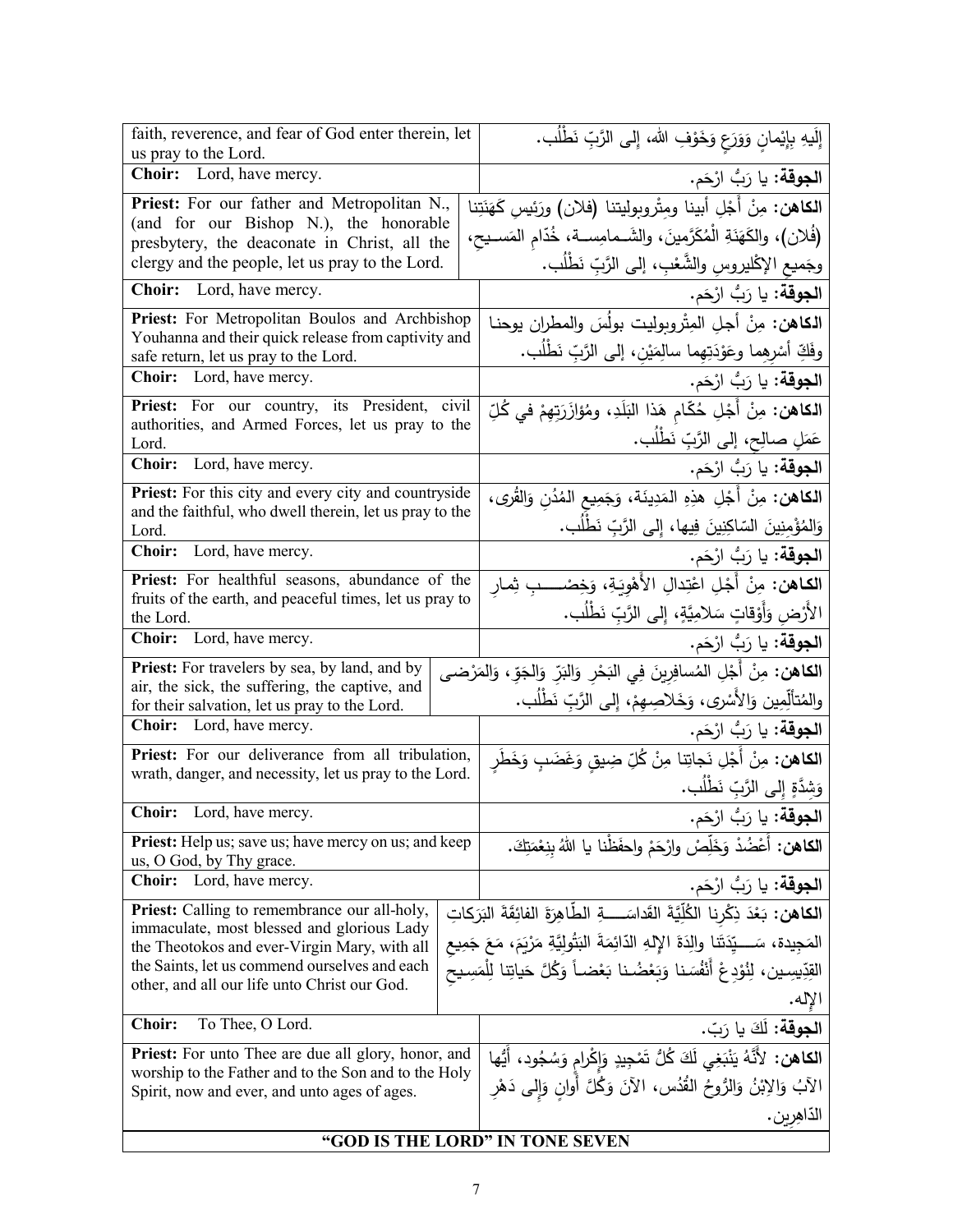| | |
|---|---|
| faith, reverence, and fear of God enter therein, let us pray to the Lord. | إِلَيهِ بِإِيْمانٍ وَوَرَعٍ وَخَوْفِ الله، إلى الرَّبِّ نَطْلُب. |
| **Choir:** Lord, have mercy. | **الجوقة:** يا رَبُّ ارْحَم. |
| **Priest:** For our father and Metropolitan N., (and for our Bishop N.), the honorable presbytery, the deaconate in Christ, all the clergy and the people, let us pray to the Lord. | **الكاهن:** مِنْ أَجْلِ أبينا ومِتْروبوليتنا (فلان) ورَئيسِ كَهَنَتِنا (فُلان)، والكَهَنَةِ الْمُكَرَّمينَ، والشَمامِسةِ، خُدّامِ المَسيحِ، وجَميعِ الإكْليروسِ والشَّعْبِ، إلى الرَّبِّ نَطْلُب. |
| **Choir:** Lord, have mercy. | **الجوقة:** يا رَبُّ ارْحَم. |
| **Priest:** For Metropolitan Boulos and Archbishop Youhanna and their quick release from captivity and safe return, let us pray to the Lord. | **الكاهن:** مِنْ أجلِ المِتْروبوليت بولُس والمطران يوحنا وفَكِّ أسْرِهِما وعَوْدَتِهِما سالِمَيْن، إلى الرَّبِّ نَطْلُب. |
| **Choir:** Lord, have mercy. | **الجوقة:** يا رَبُّ ارْحَم. |
| **Priest:** For our country, its President, civil authorities, and Armed Forces, let us pray to the Lord. | **الكاهن:** مِنْ أَجْلِ حُكّامِ هَذا البَلَدِ، ومُؤازَرَتِهِمْ في كُلِّ عَمَلٍ صالِحٍ، إلى الرَّبِّ نَطْلُب. |
| **Choir:** Lord, have mercy. | **الجوقة:** يا رَبُّ ارْحَم. |
| **Priest:** For this city and every city and countryside and the faithful, who dwell therein, let us pray to the Lord. | **الكاهن:** مِنْ أَجْلِ هذِهِ المَدِينَة، وَجَمِيعِ المُدُنِ وَالقُرى، وَالمُؤْمِنِينَ السّاكِنِينَ فِيها، إِلى الرَّبِّ نَطْلُب. |
| **Choir:** Lord, have mercy. | **الجوقة:** يا رَبُّ ارْحَم. |
| **Priest:** For healthful seasons, abundance of the fruits of the earth, and peaceful times, let us pray to the Lord. | **الكاهن:** مِنْ أَجْلِ اعْتِدالِ الأَهْوِيَةِ، وَخِصْبِ ثِمارِ الأَرْضِ وَأَوْقاتٍ سَلامِيَّةٍ، إِلى الرَّبِّ نَطْلُب. |
| **Choir:** Lord, have mercy. | **الجوقة:** يا رَبُّ ارْحَم. |
| **Priest:** For travelers by sea, by land, and by air, the sick, the suffering, the captive, and for their salvation, let us pray to the Lord. | **الكاهن:** مِنْ أَجْلِ المُسافِرِينَ فِي البَحْرِ وَالبَرِّ وَالجَوِّ، وَالمَرْضى والمُتألِّمين وَالأَسْرى، وَخَلاصِهِمْ، إِلى الرَّبِّ نَطْلُب. |
| **Choir:** Lord, have mercy. | **الجوقة:** يا رَبُّ ارْحَم. |
| **Priest:** For our deliverance from all tribulation, wrath, danger, and necessity, let us pray to the Lord. | **الكاهن:** مِنْ أَجْلِ نَجاتِنا مِنْ كُلِّ ضِيقٍ وَغَضَبٍ وَخَطَرٍ وَشِدَّةٍ إِلى الرَّبِّ نَطْلُب. |
| **Choir:** Lord, have mercy. | **الجوقة:** يا رَبُّ ارْحَم. |
| **Priest:** Help us; save us; have mercy on us; and keep us, O God, by Thy grace. | **الكاهن:** أَعْضُدْ وَخَلِّصْ وارْحَمْ واحفَظْنا يا اللهُ بِنِعْمَتِكَ. |
| **Choir:** Lord, have mercy. | **الجوقة:** يا رَبُّ ارْحَم. |
| **Priest:** Calling to remembrance our all-holy, immaculate, most blessed and glorious Lady the Theotokos and ever-Virgin Mary, with all the Saints, let us commend ourselves and each other, and all our life unto Christ our God. | **الكاهن:** بَعْدَ ذِكْرِنا الكُلِّيَّةَ القَداسَةِ الطّاهِرَةَ الفائِقَةَ البَرَكاتِ المَجِيدة، سَيِّدَتَنا والِدَةَ الإِلهِ الدّائِمَةَ البَتُولِيَّةِ مَرْيَمَ، مَعَ جَمِيعِ القِدِّيسِين، لِنُوْدِعْ أَنْفُسَنا وَبَعْضُنا بَعْضاً وَكُلَّ حَياتِنا لِلْمَسِيحِ الإِله. |
| **Choir:** To Thee, O Lord. | **الجوقة:** لَكَ يا رَبّ. |
| **Priest:** For unto Thee are due all glory, honor, and worship to the Father and to the Son and to the Holy Spirit, now and ever, and unto ages of ages. | **الكاهن:** لأَنَّهُ يَنْبَغِي لَكَ كُلُّ تَمْجِيدٍ وَإِكْرامٍ وَسُجُود، أَيُّها الآبُ وَالابْنُ وَالرُّوحُ القُدُس، الآنَ وَكُلَّ أَوانٍ وَإِلى دَهْرِ الدّاهِرِين. |

**"GOD IS THE LORD" IN TONE SEVEN**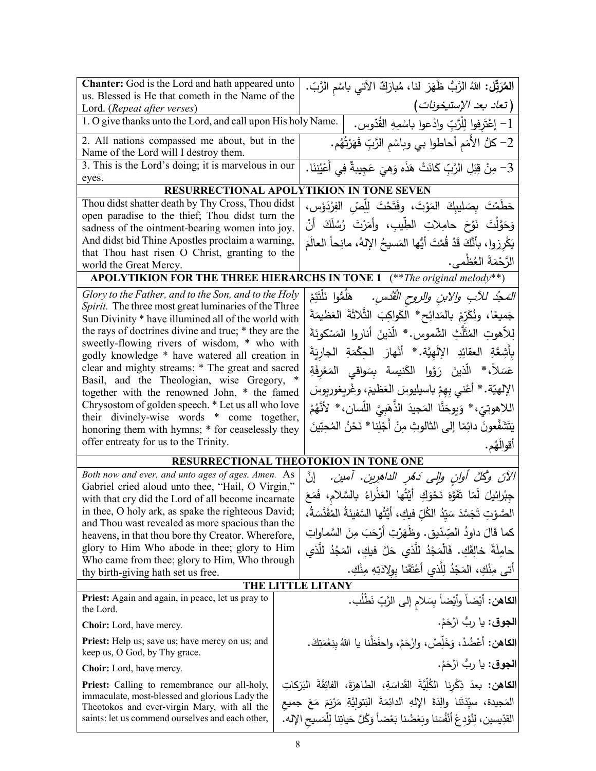| **Chanter:** God is the Lord and hath appeared unto us. Blessed is He that cometh in the Name of the Lord. (*Repeat after verses*) | **المُرَتِّل:** اللهُ الرَّبُّ ظَهَرَ لنا، مُبارَكٌ الآتي باسْمِ الرَّبّ. (*تعاد بعد الإستيخونات*) |
|---|---|
| 1. O give thanks unto the Lord, and call upon His holy Name. | 1- إعْتَرِفوا لِلْرَّبِّ وادْعوا باسْمِهِ القُدّوس. |
| 2. All nations compassed me about, but in the Name of the Lord will I destroy them. | 2- كلُّ الأُمَمِ أحاطوا بي وباسْمِ الرَّبِّ قَهَرْتُهُم. |
| 3. This is the Lord's doing; it is marvelous in our eyes. | 3- مِنْ قِبَلِ الرَّبِّ كانَتْ هَذَه وَهِيَ عَجِيبةٌ فِي أَعْيُنِنَا. |
| **RESURRECTIONAL APOLYTIKION IN TONE SEVEN** | |
| Thou didst shatter death by Thy Cross, Thou didst open paradise to the thief; Thou didst turn the sadness of the ointment-bearing women into joy. And didst bid Thine Apostles proclaim a warning, that Thou hast risen O Christ, granting to the world the Great Mercy. | حَطَمْتَ بِصَليبِكَ المَوْتَ، وفَتَحْتَ لِلِّصِّ الفِرْدَوْس، وَحَوَّلْتَ نَوْحَ حامِلاتِ الطِّيبِ، وأَمَرْتَ رُسُلَكَ أَنْ يَكْرِزوا، بأَنَّكَ قَدْ قُمْتَ أَيُّها المَسيحُ الإلهُ، مانِحاً العالَمَ الرَّحْمَةَ العُظْمى. |
| **APOLYTIKION FOR THE THREE HIERARCHS IN TONE 1** (***The original melody***) | |
| *Glory to the Father, and to the Son, and to the Holy Spirit.* The three most great luminaries of the Three Sun Divinity * have illumined all of the world with the rays of doctrines divine and true; * they are the sweetly-flowing rivers of wisdom, * who with godly knowledge * have watered all creation in clear and mighty streams: * The great and sacred Basil, and the Theologian, wise Gregory, * together with the renowned John, * the famed Chrysostom of golden speech. * Let us all who love their divinely-wise words * come together, honoring them with hymns; * for ceaselessly they offer entreaty for us to the Trinity. | *المَجدُ للآبِ والابنِ والروحِ القُدُس.* هَلُمُّوا نَلْتَئِمْ جَميعًا، ونُكَرِّمْ بالمَدائِح* الكَواكِبَ الثَّلاثَةَ العَظيمَةَ لِلاّهوتِ المُثَلَّثِ الشّموس.* الّذينَ أناروا المَسْكونَةَ بِأَشِعَّةِ العقائِدِ الإلَهيَّة.* أَنْهارَ الحِكْمَةِ الجارِيَةِ عَسَلاً،* الّذينَ رَوَّوا الكَنيسة بِسَواقي المَعْرِفَةِ الإلهيّة.* أَعْني بِهِمْ باسيليوسَ العَظيمَ، وغْريغوريوسَ اللاهوتيّ،* وَيوحَنَّا المَجيدَ الذَّهَبِيَّ اللّسان،* لأَنَّهُمْ يَتَشَفَّعونَ دائِمًا إلى الثالوثِ مِنْ أَجْلِنا* نَحْنُ المُحِبّينَ أقوالَهُم. |
| **RESURRECTIONAL THEOTOKION IN TONE ONE** | |
| *Both now and ever, and unto ages of ages. Amen.* As Gabriel cried aloud unto thee, "Hail, O Virgin," with that cry did the Lord of all become incarnate in thee, O holy ark, as spake the righteous David; and Thou wast revealed as more spacious than the heavens, in that thou bore thy Creator. Wherefore, glory to Him Who abode in thee; glory to Him Who came from thee; glory to Him, Who through thy birth-giving hath set us free. | *الآنَ وكُلَّ أوانٍ وإلى دَهْرِ الداهِرين. آمين.* إنَّ جِبْرائيلَ لَمّا تَفَوَّهَ نَحْوَكِ أيَّتُها العَذْراءُ بالسَّلامِ، فَمَعَ الصَّوْتِ تَجَسَّدَ سَيِّدُ الكُلِّ فيكِ، أَيَّتُها السَّفينَةُ المُقَدَّسَةُ، كما قالَ داودُ الصِّدّيق. وظَهَرْتِ أَرْحَبَ مِنَ السَّماواتِ حامِلَةً خالِقَكِ. فَالْمَجْدُ لِلَّذي حَلَّ فيكِ، المَجْدُ لِلّذي أتى مِنْكِ، المَجْدُ لِلَّذي أَعْتَقَنا بِوِلادَتِهِ مِنْكِ. |
| **THE LITTLE LITANY** | |
| **Priest:** Again and again, in peace, let us pray to the Lord. | **الكاهن:** أيْضاً وأيْضاً بِسَلامٍ إلى الرَّبِّ نَطْلُب. |
| **Choir:** Lord, have mercy. | **الجوق:** يا ربُّ ارْحَمْ. |
| **Priest:** Help us; save us; have mercy on us; and keep us, O God, by Thy grace. | **الكاهن:** أَعْضُدْ، وَخَلِّصْ، وارْحَمْ، واحفَظْنا يا اللهُ بِنِعْمَتِكَ. |
| **Choir:** Lord, have mercy. | **الجوق:** يا ربُّ ارْحَمْ. |
| **Priest:** Calling to remembrance our all-holy, immaculate, most-blessed and glorious Lady the Theotokos and ever-virgin Mary, with all the saints: let us commend ourselves and each other, | **الكاهن:** بعدَ ذِكْرِنا الكُلِّيَّةَ القَداسَةِ، الطاهِرَةَ، الفائِقَةَ البَرَكاتِ المَجيدة، سيِّدَتَنا والِدَةَ الإلهِ الدائِمَةَ البَتولِيَّةِ مَرْيَمَ مَعَ جميعِ القدِّيسين، لِنُوْدِعْ أنْفُسَنا وبَعْضُنا بَعْضاً وَكُلَّ حَياتِنا لِلْمَسيحِ الإله. |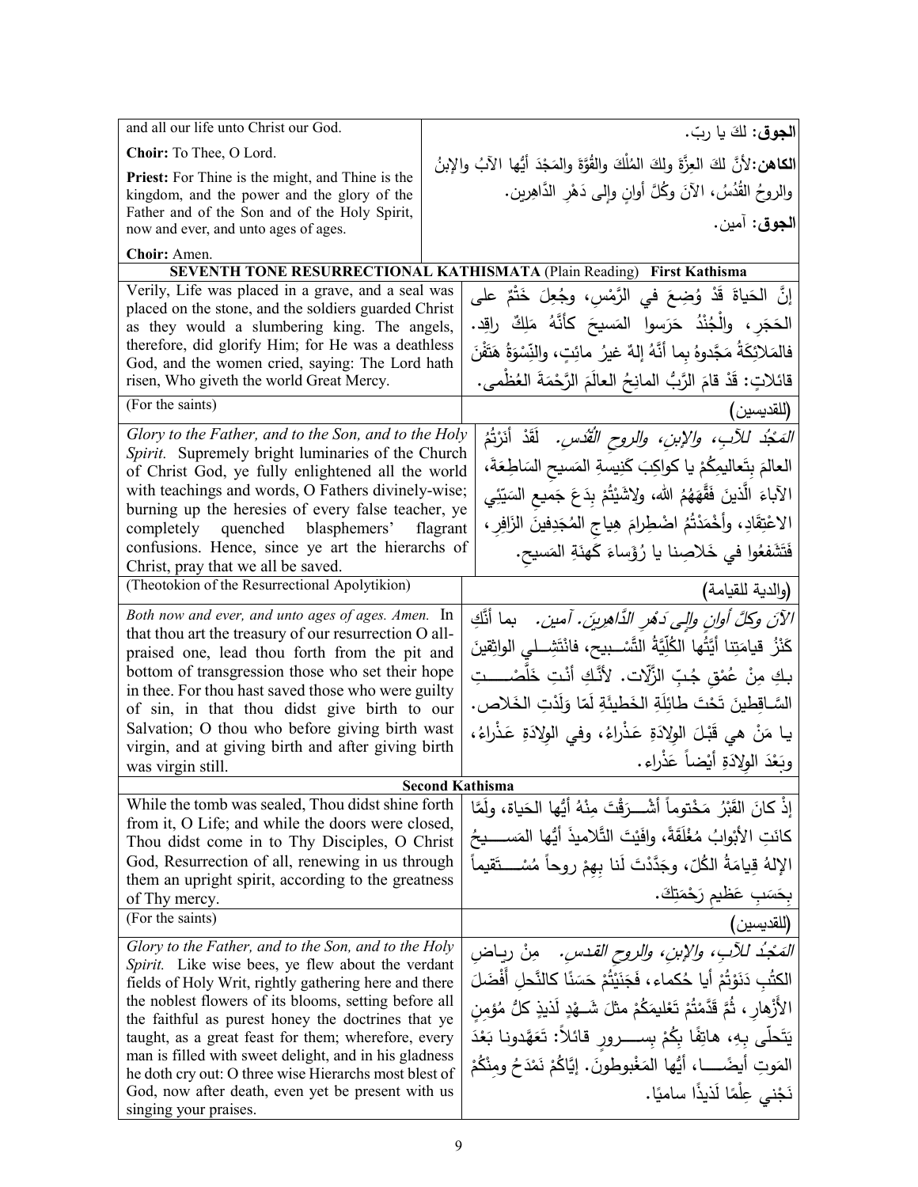| English | Arabic |
|---|---|
| and all our life unto Christ our God. | **الجوق:** لكَ يا ربّ. |
| **Choir:** To Thee, O Lord. | **الكاهن:** لأنَّ لكَ العِزَّةَ ولكَ المُلْكَ والقُوَّةَ والمَجْدَ أيُّها الآبُ والإبنُ والروحُ القُدُسُ، الآنَ وكُلَّ أوانٍ وإلى دَهْرِ الدَّاهِرين. |
| **Priest:** For Thine is the might, and Thine is the kingdom, and the power and the glory of the Father and of the Son and of the Holy Spirit, now and ever, and unto ages of ages. | **الجوق:** آمين. |
| **Choir:** Amen. | |

**SEVENTH TONE RESURRECTIONAL KATHISMATA** (Plain Reading) **First Kathisma**

| English | Arabic |
|---|---|
| Verily, Life was placed in a grave, and a seal was placed on the stone, and the soldiers guarded Christ as they would a slumbering king. The angels, therefore, did glorify Him; for He was a deathless God, and the women cried, saying: The Lord hath risen, Who giveth the world Great Mercy. | إنَّ الحَياةَ قَدْ وُضِعَ في الرَّمْسِ، وجُعِلَ خَتْمٌ على الحَجَرِ، والْجُنْدُ حَرَسوا المَسيحَ كأنَّهُ مَلِكٌ راقِد. فالمَلائِكَةُ مَجَّدوهُ بِما أنَّهُ إلهٌ غيرُ مائِتٍ، والنِّسْوَةُ هَتَفْنَ قائلاتٍ: قَدْ قامَ الرَّبُّ المانِحُ العالَمَ الرَّحْمَةَ العُظْمى. |
| (For the saints) | (للقديسين) |
| *Glory to the Father, and to the Son, and to the Holy Spirit.* Supremely bright luminaries of the Church of Christ God, ye fully enlightened all the world with teachings and words, O Fathers divinely-wise; burning up the heresies of every false teacher, ye completely quenched blasphemers' flagrant confusions. Hence, since ye art the hierarchs of Christ, pray that we all be saved. | *المَجْدُ للآبِ، والإبنِ، والروحِ القُدُس.* لَقَدْ أنَرْتُمُ العالمَ بِتَعاليمِكُمْ يا كواكِبَ كَنيسةِ المَسيحِ السَاطِعَةَ، الآباءَ الَّذينَ فَقَّهَهُمُ الله، ولاشَيْتُمْ بِدَعَ جَميعِ السَيِّئي الاعْتِقادِ، وأخْمَدْتُمُ اضْطِرامَ هِياجِ المُجَدِفينَ الزَافِرِ، فَتَشَفعُوا في خَلاصِنا يا رُؤَساءَ كَهنَةِ المَسيحِ. |
| (Theotokion of the Resurrectional Apolytikion) | (والدية للقيامة) |
| *Both now and ever, and unto ages of ages. Amen.* In that thou art the treasury of our resurrection O all-praised one, lead thou forth from the pit and bottom of transgression those who set their hope in thee. For thou hast saved those who were guilty of sin, in that thou didst give birth to our Salvation; O thou who before giving birth wast virgin, and at giving birth and after giving birth was virgin still. | *الآنَ وكلَّ أوانٍ وإلى دَهْرِ الدَّاهِرينَ. آمين.* بما أنَّكِ كَنْزُ قيامَتِنا أيَّتُها الكُلِّيَّةُ التَّسْبيح، فانْتَشِلي الواثِقينَ بكِ مِنْ عُمْقِ جُبِّ الزَّلّات. لأنَّكِ أنْتِ خَلَّصْتِ السَّاقِطينَ تَحْتَ طائِلَةِ الخَطيئَةِ لَمّا وَلَدْتِ الخَلاص. يا مَنْ هي قَبْلَ الوِلادَةِ عَذْراءُ، وفي الوِلادَةِ عَذْراءُ، وبَعْدَ الوِلادَةِ أيْضاً عَذْراء. |

**Second Kathisma**

| English | Arabic |
|---|---|
| While the tomb was sealed, Thou didst shine forth from it, O Life; and while the doors were closed, Thou didst come in to Thy Disciples, O Christ God, Resurrection of all, renewing in us through them an upright spirit, according to the greatness of Thy mercy. | إذْ كانَ القَبْرُ مَخْتوماً أشْرَقْتَ مِنْهُ أيُّها الحَياة، ولَمّا كانَتِ الأبْوابُ مُغْلَقَةً، وافَيْتَ التَّلاميذَ أيُّها المَسيحُ الإلهُ قِيامَةُ الكُلّ، وجَدَّدْتَ لَنا بِهِمْ روحاً مُسْتَقيماً بِحَسَبِ عَظيمِ رَحْمَتِكَ. |
| (For the saints) | (للقديسين) |
| *Glory to the Father, and to the Son, and to the Holy Spirit.* Like wise bees, ye flew about the verdant fields of Holy Writ, rightly gathering here and there the noblest flowers of its blooms, setting before all the faithful as purest honey the doctrines that ye taught, as a great feast for them; wherefore, every man is filled with sweet delight, and in his gladness he doth cry out: O three wise Hierarchs most blest of God, now after death, even yet be present with us singing your praises. | *المَجْدُ للآبِ، والإبنِ، والروحِ القدسِ.* مِنْ رياضِ الكتُبِ دَنَوْتُمْ أيا حُكماء، فَجَنَيْتُمْ حَسَنًا كالنَّحلِ أفْضَلَ الأزْهارِ، ثُمَّ قَدَّمْتُمْ تَعْليمَكُمْ مثلَ شَهْدٍ لَذيذٍ كلُّ مُؤمِنٍ يَتَحلّى بِهِ، هاتِفًا بِكُمْ بِسرورٍ قائلاً: تَعَهَّدونا بَعْدَ المَوتِ أيضًا، أيُّها المَغْبوطونَ. إيَّاكُمْ نَمْدَحُ ومِنْكُمْ نَجْني عِلْمًا لَذيذًا ساميًا. |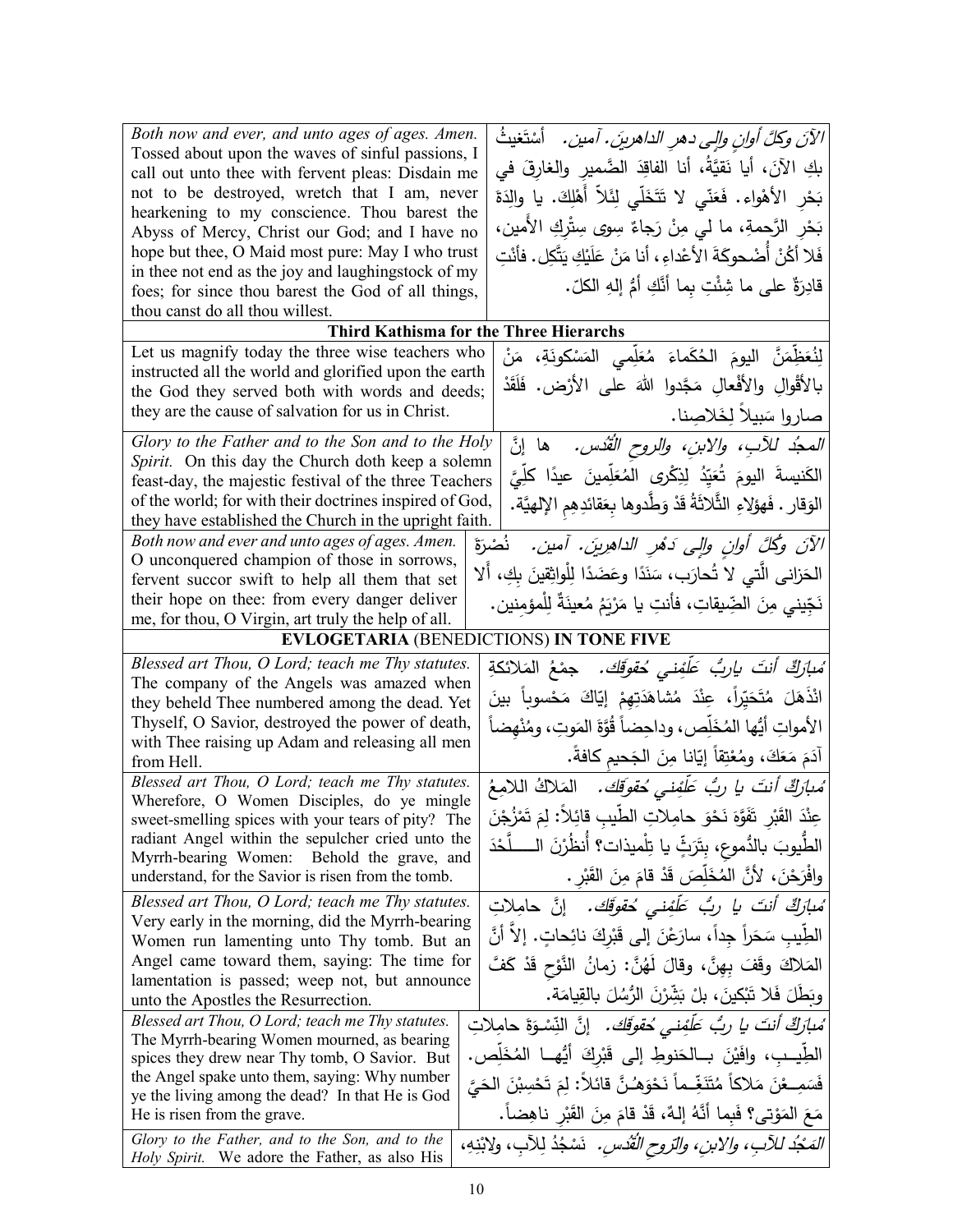| | |
|---|---|
| *Both now and ever, and unto ages of ages. Amen.* Tossed about upon the waves of sinful passions, I call out unto thee with fervent pleas: Disdain me not to be destroyed, wretch that I am, never hearkening to my conscience. Thou barest the Abyss of Mercy, Christ our God; and I have no hope but thee, O Maid most pure: May I who trust in thee not end as the joy and laughingstock of my foes; for since thou barest the God of all things, thou canst do all thou willest. | *الآنَ وكلَّ أوانٍ وإلى دهرِ الداهرينَ. آمين.* أَسْتَغيثُ بكِ الآنَ، أيا نَقيَّةُ، أنا الفاقِدَ الضَّميرِ والغارِقَ في بَحْرِ الأهْواء. فَعَنّي لا تَتَخَلّي لِئَلاّ أَهْلِكَ. يا والِدَةَ بَحْرِ الرَّحمةِ، ما لي مِنْ رَجاءٍ سِوى سِتْرِكِ الأَمين، فَلا أَكُنْ أُضْحوكَةَ الأعْداءِ، أنا مَنْ عَلَيْكِ يَتَّكِل. فأنْتِ قادِرَةٌ على ما شِئْتِ بِما أَنَّكِ أمُّ إلهِ الكلّ. |

**Third Kathisma for the Three Hierarchs**

| | |
|---|---|
| Let us magnify today the three wise teachers who instructed all the world and glorified upon the earth the God they served both with words and deeds; they are the cause of salvation for us in Christ. | لِنُعَظِّمَنَّ اليومَ الحُكَماءَ مُعَلِّمي المَسْكونَةِ، مَنْ بالأقْوالِ والأفْعالِ مَجَّدوا اللهَ على الأرْض. فَلَقَدْ صاروا سَبيلاً لِخَلاصِنا. |
| *Glory to the Father and to the Son and to the Holy Spirit.* On this day the Church doth keep a solemn feast-day, the majestic festival of the three Teachers of the world; for with their doctrines inspired of God, they have established the Church in the upright faith. | *المجدُ للآبِ، والابنِ، والروحِ القُدُس.* ها إنَّ الكَنيسةَ اليومَ تُعَيِّدُ لِذِكْرى المُعَلِّمينَ عيدًا كلِّيَّ الوَقار. فَهؤلاءِ الثَّلاثَةُ قَدْ وَطَّدوها بِعَقائِدِهِم الإلهيَّة. |
| *Both now and ever and unto ages of ages. Amen.* O unconquered champion of those in sorrows, fervent succor swift to help all them that set their hope on thee: from every danger deliver me, for thou, O Virgin, art truly the help of all. | *الآنَ وكُلَّ أوانٍ وإلى دَهْرِ الداهِرين. آمين.* نُصْرَةَ الحَزانى الّتي لا تُحارَب، سَنَدًا وعَضَدًا لِلْواثِقينَ بِكِ، أَلا نَجّيني مِنَ الضّيقاتِ، فأنتِ يا مَرْيَمُ مُعينَةٌ لِلْمؤمِنين. |

**EVLOGETARIA (BENEDICTIONS) IN TONE FIVE**

| | |
|---|---|
| *Blessed art Thou, O Lord; teach me Thy statutes.* The company of the Angels was amazed when they beheld Thee numbered among the dead. Yet Thyself, O Savior, destroyed the power of death, with Thee raising up Adam and releasing all men from Hell. | *مُبارَكٌ أنتَ ياربُّ عَلِّمْني حُقوقَك.* جمْعُ المَلائكةِ انْذَهَلَ مُتَحَيِّراً، عِنْدَ مُشاهَدَتِهِمْ إيّاكَ مَحْسوباً بينَ الأمواتِ أيُّها المُخَلِّص، وداحِضاً قُوَّةَ المَوتِ، ومُنْهِضاً آدَمَ مَعَكَ، ومُعْتِقاً إيّانا مِنَ الجَحيمِ كافةً. |
| *Blessed art Thou, O Lord; teach me Thy statutes.* Wherefore, O Women Disciples, do ye mingle sweet-smelling spices with your tears of pity? The radiant Angel within the sepulcher cried unto the Myrrh-bearing Women: Behold the grave, and understand, for the Savior is risen from the tomb. | *مُبارَكٌ أنتَ يا ربُّ عَلِّمْني حُقوقَك.* المَلاكُ اللامِعُ عِنْدَ القَبْرِ تَفَوَّهَ نَحْوَ حامِلاتِ الطِّيبِ قائِلاً: لِمَ تَمْزُجْنَ الطُّيوبَ بالدُّموعِ، بِتَرَثٍّ يا تِلْميذات؟ أُنظُرْنَ الـلَّحْدَ وافْرَحْنَ، لأنَّ المُخَلِّصَ قَدْ قامَ مِنَ القَبْرِ. |
| *Blessed art Thou, O Lord; teach me Thy statutes.* Very early in the morning, did the Myrrh-bearing Women run lamenting unto Thy tomb. But an Angel came toward them, saying: The time for lamentation is passed; weep not, but announce unto the Apostles the Resurrection. | *مُبارَكٌ أنتَ يا ربُّ عَلِّمْني حُقوقَك.* إنَّ حامِلاتِ الطِّيبِ سَحَراً جِداً، سارَعْنَ إلى قَبْرِكَ نائِحات. إلاّ أنَّ المَلاكَ وقَفَ بِهِنَّ، وقالَ لَهُنَّ: زمانُ النَّوْحِ قَدْ كَفَّ وبَطَلَ فَلا تَبْكينَ، بلْ بَشِّرْنَ الرُّسُلَ بالقِيامَة. |
| *Blessed art Thou, O Lord; teach me Thy statutes.* The Myrrh-bearing Women mourned, as bearing spices they drew near Thy tomb, O Savior. But the Angel spake unto them, saying: Why number ye the living among the dead? In that He is God He is risen from the grave. | *مُبارَكٌ أنتَ يا ربُّ عَلِّمْني حُقوقَك.* إنَّ النِّسوَةَ حامِلاتِ الطِّيبِ، وافَيْنَ بالحَنوطِ إلى قَبْرِكَ أيُّها المُخَلِّص. فَسَمِعْنَ مَلاكاً مُتَنَغِّماً نَحْوَهُنَّ قائلاً: لِمَ تَحْسِبْنَ الحَيَّ مَعَ المَوْتى؟ فَبِما أَنَّهُ إلهٌ، قَدْ قامَ مِنَ القَبْرِ ناهِضاً. |
| *Glory to the Father, and to the Son, and to the Holy Spirit.* We adore the Father, as also His | *المَجْدُ للآبِ، والابنِ، والرّوحِ القُدُسِ.* نَسْجُدُ لِلآبِ، ولابْنِهِ، |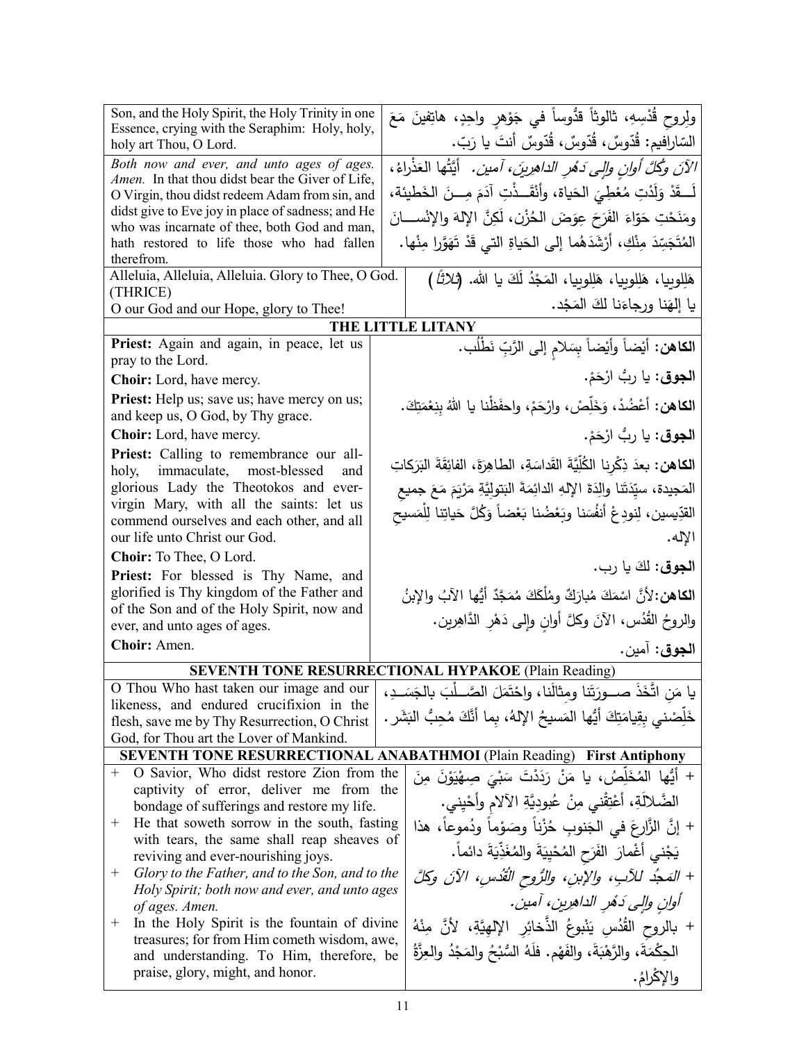| | |
|---|---|
| Son, and the Holy Spirit, the Holy Trinity in one Essence, crying with the Seraphim: Holy, holy, holy art Thou, O Lord. | ولِروحِ قُدْسِهِ، ثالوثاً قدُّوساً في جَوْهرٍ واحِدٍ، هاتِفينَ مَعَ السّارافيم: قُدّوسٌ، قُدّوسٌ، قُدّوسٌ أنتَ يا رَبّ. |
| *Both now and ever, and unto ages of ages. Amen.* In that thou didst bear the Giver of Life, O Virgin, thou didst redeem Adam from sin, and didst give to Eve joy in place of sadness; and He who was incarnate of thee, both God and man, hath restored to life those who had fallen therefrom. | *الآنَ وكُلَّ أوانٍ وإلى دَهْرِ الداهِرينَ، آمين.* أيَّتُها العَذْراءُ، لَقَدْ وَلَدْتِ مُعْطِيَ الحَياة، وأنْقَذْتِ آدَمَ مِنَ الخَطيئة، ومَنَحْتِ حَوّاءَ الفَرَحَ عِوَضَ الحُزْن، لَكِنَّ الإلهَ والإنْسانَ المُتَجَسِّدَ مِنْكِ، أرْشَدَهُما إلى الحَياةِ التي قَدْ تَهَوَّرا مِنْها. |
| Alleluia, Alleluia, Alleluia. Glory to Thee, O God. (THRICE) O our God and our Hope, glory to Thee! | هَلِلوييا، هَلِلوييا، هَلِلوييا، المَجْدُ لَكَ يا الله. (*ثلاثاً*) يا إلهَنا ورجاءَنا لكَ المَجْد. |

## THE LITTLE LITANY

| | |
|---|---|
| **Priest:** Again and again, in peace, let us pray to the Lord. | **الكاهن:** أيْضاً وأيْضاً بِسَلامٍ إلى الرَّبِّ نَطْلُب. |
| **Choir:** Lord, have mercy. | **الجوق:** يا ربُّ ارْحَمْ. |
| **Priest:** Help us; save us; have mercy on us; and keep us, O God, by Thy grace. | **الكاهن:** أعْضُدْ، وَخَلِّصْ، وارْحَمْ، واحفَظْنا يا اللهُ بِنِعْمَتِكَ. |
| **Choir:** Lord, have mercy. | **الجوق:** يا ربُّ ارْحَمْ. |
| **Priest:** Calling to remembrance our all-holy, immaculate, most-blessed and glorious Lady the Theotokos and ever-virgin Mary, with all the saints: let us commend ourselves and each other, and all our life unto Christ our God. | **الكاهن:** بعدَ ذِكْرِنا الكُلِّيَّةَ القَداسَةِ، الطاهِرَةَ، الفائِقَةَ البَرَكاتِ المَجيدة، سيِّدَتَنا والِدَةَ الإلهِ الدائِمَةَ البَتولِيَّةِ مَرْيَمَ مَعَ جميعِ القدِّيسين، لِنودِعْ أنفُسَنا وبَعْضُنا بَعْضاً وَكُلَّ حَياتِنا لِلْمَسيحِ الإله. |
| **Choir:** To Thee, O Lord. | **الجوق:** لكَ يا رب. |
| **Priest:** For blessed is Thy Name, and glorified is Thy kingdom of the Father and of the Son and of the Holy Spirit, now and ever, and unto ages of ages. | **الكاهن:** لأنَّ اسْمَكَ مُبارَكٌ ومُلْكَكَ مُمَجَّدٌ أيُّها الآبُ والإبنُ والروحُ القُدُس، الآنَ وكلَّ أوانٍ وإلى دَهْرِ الدّاهِرين. |
| **Choir:** Amen. | **الجوق:** آمين. |

## SEVENTH TONE RESURRECTIONAL HYPAKOE (Plain Reading)

| | |
|---|---|
| O Thou Who hast taken our image and our likeness, and endured crucifixion in the flesh, save me by Thy Resurrection, O Christ God, for Thou art the Lover of Mankind. | يا مَنِ اتَّخَذَ صورَتَنا ومِثالَنا، واحْتَمَلَ الصَّلْبَ بالجَسَدِ، خَلِّصْني بِقِيامَتِكَ أيُّها المَسيحُ الإلهُ، بِما أنَّكَ مُحِبُّ البَشَر. |

## SEVENTH TONE RESURRECTIONAL ANABATHMOI (Plain Reading) First Antiphony

| | |
|---|---|
| + O Savior, Who didst restore Zion from the captivity of error, deliver me from the bondage of sufferings and restore my life. | + أيُّها المُخَلِّصُ، يا مَنْ رَدَدْتَ سَبْيَ صِهْيَوْنَ مِنَ الضَّلالَةِ، أعْتِقْني مِنْ عُبودِيَّةِ الآلامِ وأحْيِني. |
| + He that soweth sorrow in the south, fasting with tears, the same shall reap sheaves of reviving and ever-nourishing joys. | + إنَّ الزَّارِعَ في الجَنوبِ حُزْناً وصَوْماً ودُموعاً، هذا يَجْني أغْمارَ الفَرَحِ المُحْيِيَةَ والمُغَذِّيَةَ دائماً. |
| + *Glory to the Father, and to the Son, and to the Holy Spirit; both now and ever, and unto ages of ages. Amen.* | + *المَجدُ للآبِ، والإبنِ، والرُّوحِ القُدُسِ، الآنَ وكلَّ أوانٍ وإلى دَهْرِ الداهِرين، آمين.* |
| + In the Holy Spirit is the fountain of divine treasures; for from Him cometh wisdom, awe, and understanding. To Him, therefore, be praise, glory, might, and honor. | + بالروحِ القُدُسِ يَنْبوعُ الذَّخائِرِ الإلهيَّةِ، لأنَّ مِنْهُ الحِكْمَةَ، والرَّهْبَةَ، والفَهْم. فلَهُ السُّبْحُ والمَجْدُ والعِزَّةُ والإكْرامُ. |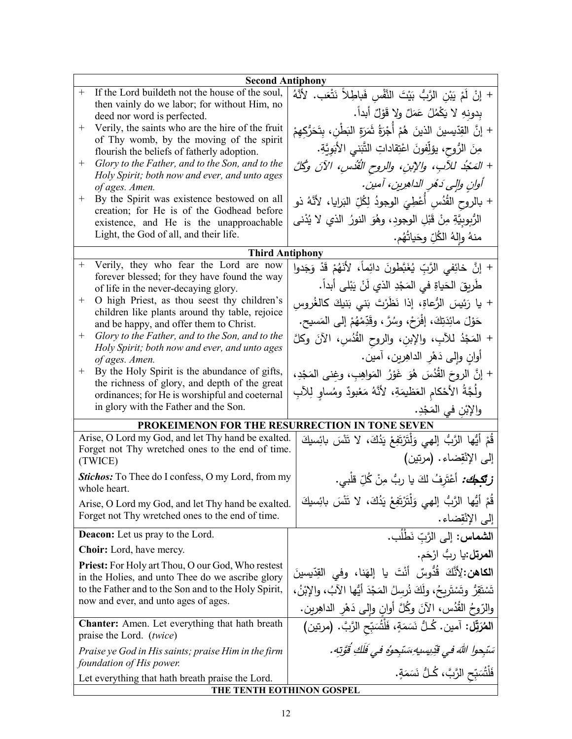| Second Antiphony | |
|---|---|
| + If the Lord buildeth not the house of the soul, then vainly do we labor; for without Him, no deed nor word is perfected. | + إنْ لَمْ يَبْنِ الرَّبُّ بَيْتَ النَّفْسِ فَباطِلاً نَتْعَب. لأنَّهُ بِدونِهِ لا يَكْمُلُ عَمَلٌ ولا قَوْلٌ أبداً. |
| + Verily, the saints who are the hire of the fruit of Thy womb, by the moving of the spirit flourish the beliefs of fatherly adoption. | + إنَّ القِدّيسينَ الذينَ هُمْ أُجْرَةُ ثَمَرَةِ البَطْنِ، بِتَحَرُّكِهِمْ مِنَ الرُّوحِ، يؤلِّفونَ اعْتِقاداتِ التَّبَنّي الأبَوِيَّةِ. |
| + *Glory to the Father, and to the Son, and to the Holy Spirit; both now and ever, and unto ages of ages. Amen.* | + *المَجْدُ للآبِ، والإبنِ، والروحِ القُدُسِ، الآنَ وكُلَّ أوانٍ وإلى دَهْرِ الداهِرين، آمين.* |
| + By the Spirit was existence bestowed on all creation; for He is of the Godhead before existence, and He is the unapproachable Light, the God of all, and their life. | + بالروحِ القُدُسِ أُعْطِيَ الوجودُ لِكُلِّ البَرايا، لأنَّهُ ذو الرُّبوبيَّةِ مِنْ قَبْلِ الوجودِ، وهُوَ النورُ الذي لا يُدْنى منهُ وإلهُ الكُلِّ وحَياتُهُم. |
| **Third Antiphony** | |
| + Verily, they who fear the Lord are now forever blessed; for they have found the way of life in the never-decaying glory. | + إنَّ خائفِي الرَّبِّ يُغَبَّطونَ دائِماً، لأنَهُمْ قَدْ وَجَدوا طَريقَ الحَياةِ في المَجْدِ الذي لَنْ يَبْلى أبداً. |
| + O high Priest, as thou seest thy children's children like plants around thy table, rejoice and be happy, and offer them to Christ. | + يا رَئيسَ الرُّعاةِ، إذا نَظَرْتَ بَني بَنيكَ كالغُروسِ حَوْلَ مائِدَتِكَ، إفْرَحْ، وسُرَّ، وقَدِّمْهُمْ إلى المَسيح. |
| + *Glory to the Father, and to the Son, and to the Holy Spirit; both now and ever, and unto ages of ages. Amen.* | + المَجْدُ للآبِ، والإبنِ، والروحِ القُدُسِ، الآنَ وكلَّ أوانٍ وإلى دَهْرِ الداهِرين، آمين. |
| + By the Holy Spirit is the abundance of gifts, the richness of glory, and depth of the great ordinances; for He is worshipful and coeternal in glory with the Father and the Son. | + إنَّ الروحَ القُدُسَ هُوَ غَوْرُ المَواهِبِ، وغِنى المَجْدِ، ولُجَّةُ الأحْكامِ العَظيمَةِ، لأنَّهُ مَعْبودٌ ومُساوٍ لِلآبِ والإبْنِ في المَجْدِ. |
| **PROKEIMENON FOR THE RESURRECTION IN TONE SEVEN** | |
| Arise, O Lord my God, and let Thy hand be exalted. Forget not Thy wretched ones to the end of time. (TWICE) | قُمْ أيُّها الرَّبُّ إلهي وَلْتَرْتَفِعْ يَدُكَ، لا تَنْسَ بائِسيكَ إلى الإنْقِضاء. (مرتين) |
| ***Stichos:*** To Thee do I confess, O my Lord, from my whole heart. | ***زتكجك:*** أعْتَرِفُ لكَ يا ربُّ مِنْ كُلِّ قلْبي. |
| Arise, O Lord my God, and let Thy hand be exalted. Forget not Thy wretched ones to the end of time. | قُمْ أيُّها الرَّبُّ إلهي وَلْتَرْتَفِعْ يَدُكَ، لا تَنْسَ بائِسيكَ إلى الإنْقِضاء. |
| **Deacon:** Let us pray to the Lord. | **الشماس:** إلى الرَّبِّ نَطْلُب. |
| **Choir:** Lord, have mercy. | **المرتل:** يا ربُّ ارْحَم. |
| **Priest:** For Holy art Thou, O our God, Who restest in the Holies, and unto Thee do we ascribe glory to the Father and to the Son and to the Holy Spirit, now and ever, and unto ages of ages. | **الكاهن:** لِأَنَّكَ قُدُوسٌ أَنْتَ يا إلهَنا، وفي القِدّيسينَ تَسْتَقِرُّ وتَسْتَريحُ، ولَكَ نُرسِلُ المَجْدَ أيُّها الآبُ، والإبْنُ، والرّوحُ القُدُس، الآنَ وكُلَّ أوانٍ وإلى دَهْرِ الداهِرين. |
| **Chanter:** Amen. Let everything that hath breath praise the Lord. (*twice*) | **المُرَتِّل:** آمين. كُـلُّ نَسَمَةٍ، فَلْتُسَبِّحِ الرَّبَّ. (مرتين) |
| *Praise ye God in His saints; praise Him in the firm foundation of His power.* | *سَبِّحوا اللهَ في قِدِّيسيهِ،سَبِّحوهُ في فَلَكِ قُوَّتِه.* |
| Let everything that hath breath praise the Lord. | فَلْتُسَبِّحِ الرَّبَّ، كُـلُّ نَسَمَةٍ. |
| **THE TENTH EOTHINON GOSPEL** | |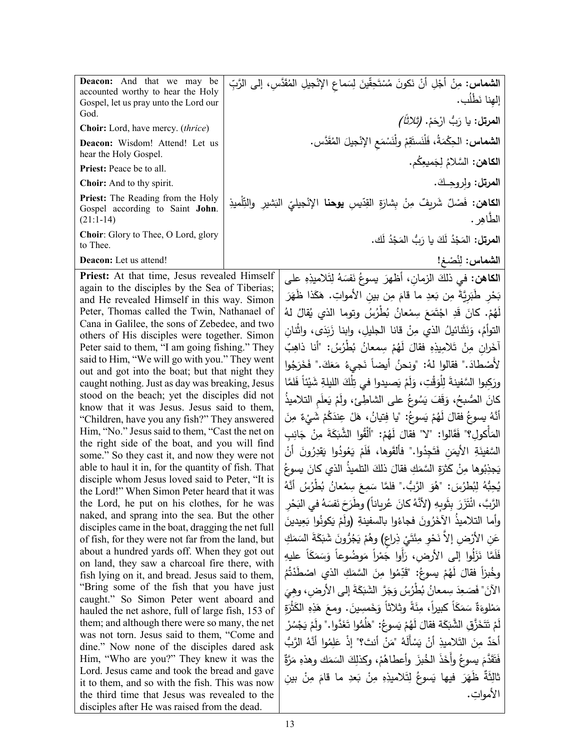| | |
|---|---|
| **Deacon:** And that we may be accounted worthy to hear the Holy Gospel, let us pray unto the Lord our God. | **الشماس:** مِنْ أَجْلِ أَنْ نَكونَ مُسْتَحِقّينَ لِسَماعِ الإنْجيلِ المُقَدَّسِ، إلى الرَّبِّ إلهِنا نَطْلُب. |
| **Choir:** Lord, have mercy. (*thrice*) | **المرتل:** يا رَبُّ ارْحَمْ. *(ثلاثاً)* |
| **Deacon:** Wisdom! Attend! Let us hear the Holy Gospel. | **الشماس:** الحِكْمَةُ، فَلْنَستَقِمْ ولْنَسْمَعِ الإنْجيلَ المُقَدَّس. |
| **Priest:** Peace be to all. | **الكاهن:** السَّلامُ لِجَميعِكُم. |
| **Choir:** And to thy spirit. | **المرتل:** ولِروحِـكَ. |
| **Priest:** The Reading from the Holy Gospel according to Saint **John**. (21:1-14) | **الكاهن:** فَصْلٌ شَريفٌ مِنْ بِشارَةِ القِدّيسِ **يوحنا** الإنْجيليّ البَشيرِ والتِّلْميذِ الطَّاهِر. |
| **Choir**: Glory to Thee, O Lord, glory to Thee. | **المرتل:** المَجْدُ لَكَ يا رَبُّ المَجْدُ لَك. |
| **Deacon:** Let us attend! | **الشماس:** لِنُصْغِ! |

**Priest:** At that time, Jesus revealed Himself again to the disciples by the Sea of Tiberias; and He revealed Himself in this way. Simon Peter, Thomas called the Twin, Nathanael of Cana in Galilee, the sons of Zebedee, and two others of His disciples were together. Simon Peter said to them, "I am going fishing." They said to Him, "We will go with you." They went out and got into the boat; but that night they caught nothing. Just as day was breaking, Jesus stood on the beach; yet the disciples did not know that it was Jesus. Jesus said to them, "Children, have you any fish?" They answered Him, "No." Jesus said to them, "Cast the net on the right side of the boat, and you will find some." So they cast it, and now they were not able to haul it in, for the quantity of fish. That disciple whom Jesus loved said to Peter, "It is the Lord!" When Simon Peter heard that it was the Lord, he put on his clothes, for he was naked, and sprang into the sea. But the other disciples came in the boat, dragging the net full of fish, for they were not far from the land, but about a hundred yards off. When they got out on land, they saw a charcoal fire there, with fish lying on it, and bread. Jesus said to them, "Bring some of the fish that you have just caught." So Simon Peter went aboard and hauled the net ashore, full of large fish, 153 of them; and although there were so many, the net was not torn. Jesus said to them, "Come and dine." Now none of the disciples dared ask Him, "Who are you?" They knew it was the Lord. Jesus came and took the bread and gave it to them, and so with the fish. This was now the third time that Jesus was revealed to the disciples after He was raised from the dead.

**الكاهن:** في ذلكَ الزمانِ، أظهرَ يسوعُ نَفسَهُ لِتَلاميذِهِ على بَحْرِ طَبَرِيَّةَ مِن بَعدِ ما قامَ مِن بينِ الأمواتِ. هكَذا ظَهَرَ لَهُمْ. كانَ قَدِ اجْتَمَعَ سِمْعانُ بُطْرُسُ وتوما الذي يُقالُ لهُ التوأمُ، وَنَثَنائيلُ الذي مِنْ قانا الجليل، وابنا زَبَدَى، واثْنانِ آخَرانِ مِنْ تَلاميذِهِ فقالَ لَهُمْ سِمعانُ بُطْرُسُ: "أنا ذاهِبٌ لأَصْطادَ." فقالوا لهُ: "ونحنُ أيضاً نَجيءُ مَعَكَ." فَخَرَجُوا ورَكِبوا السَّفينةَ لِلْوَقْتِ، وَلَمْ يَصيدوا في تِلْكَ الليلةِ شَيْئاً فَلَمَّا كانَ الصُّبحُ، وَقَفَ يَسُوعُ على الشاطِئِ، ولَمْ يَعلَمِ التلاميذُ أَنَّهُ يسوعُ فقالَ لَهُمْ يَسوعُ: "يا فِتيانُ، هَلْ عِندَكُمْ شَيْءٌ مِنَ المَأكولِ؟" فَقَالوا: "لا" فقالَ لَهُمْ: "أَلْقُوا الشَّبَكَةَ مِنْ جَانِبِ السَّفينَةِ الأيمَنِ فَتَجِدُوا." فألقَوها، فَلَمْ يَعُودُوا يَقدِرُونَ أَنْ يَجذِبُوها مِنْ كَثْرَةِ السَّمَكِ فقالَ ذلكَ التلميذُ الذي كانَ يسوعُ يُحِبُّهُ لِبُطرُسَ: "هُوَ الرَّبُّ." فلمَّا سَمِعَ سِمْعانُ بُطْرُسُ أَنَّهُ الرَّبَّ، اتَّزَرَ بِثَوبِهِ (لأنَّهُ كانَ عُرياناً) وطَرَحَ نَفسَهُ في البَحْرِ وأما التلاميذُ الآخَرُونَ فجاءُوا بالسفينةِ (ولَمْ يَكونُوا بَعِيدينَ عَنِ الأرْضِ إلاَّ نَحْوِ مِئَتَيْ ذِراعٍ) وهُمْ يَجُرُّونَ شَبَكَةَ السَمَكِ فَلَمَّا نَزَلُوا إلى الأرضِ، رَأَوا جَمْراً مَوضُوعاً وَسَمَكاً عليهِ وخُبزاً فقالَ لَهُمْ يسوعُ: "قَدِّمُوا مِنَ السَّمَكِ الذي اصْطَدْتُمُ الآنَ" فَصَعِدَ سِمعانُ بُطْرُسُ وَجَرَّ الشَبَكَةَ إلى الأرضِ، وهِيَ مَمْلوءةٌ سَمَكاً كبيراً، مِئَةً وثلاثاً وَخَمسِينَ. ومعَ هَذِهِ الكَثْرَةِ لَمْ تَتَخَرَّقِ الشَّبَكَةَ فقالَ لَهُمْ يَسوعُ: "هَلُمُّوا تَغَدَّوا." ولَمْ يَجْسُرْ أَحَدٌ مِنَ التَلاميذِ أَنْ يَسْأَلَهُ "مَنْ أنتَ؟" إذْ عَلِمُوا أَنَّهُ الرَّبُّ فَتَقَدَّمَ يسوعُ وأَخَذَ الخُبزَ وأعطاهُمْ، وكذلِكَ السَمَك وهذهِ مَرَّةٌ ثالِثَةٌ ظَهَرَ فيها يَسوعُ لِتَلاميذِهِ مِنْ بَعدِ ما قامَ مِنْ بينِ الأمواتِ.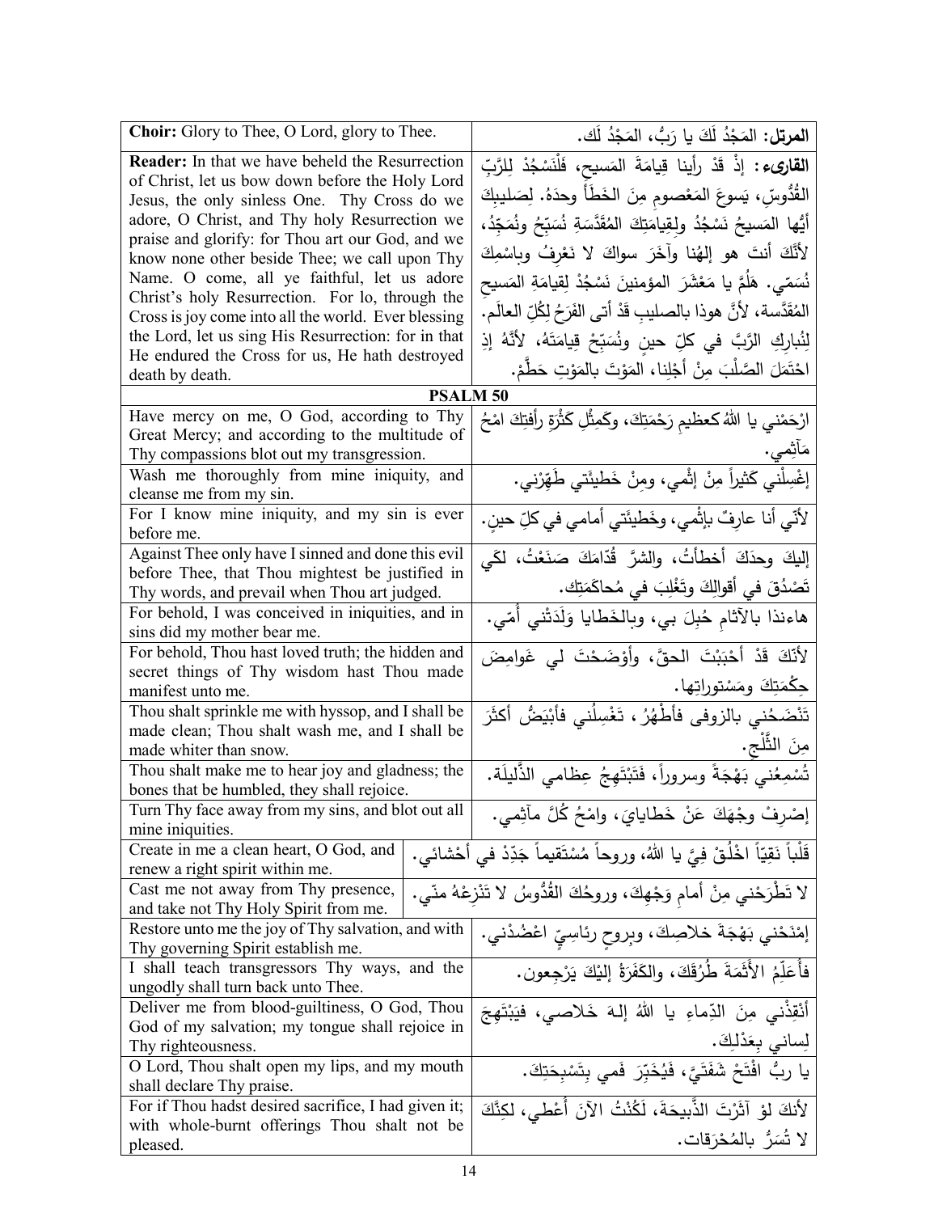| English | Arabic |
|---|---|
| **Choir:** Glory to Thee, O Lord, glory to Thee. | **المرتل:** المَجْدُ لَكَ يا رَبُّ، المَجْدُ لَك. |
| **Reader:** In that we have beheld the Resurrection of Christ, let us bow down before the Holy Lord Jesus, the only sinless One. Thy Cross do we adore, O Christ, and Thy holy Resurrection we praise and glorify: for Thou art our God, and we know none other beside Thee; we call upon Thy Name. O come, all ye faithful, let us adore Christ's holy Resurrection. For lo, through the Cross is joy come into all the world. Ever blessing the Lord, let us sing His Resurrection: for in that He endured the Cross for us, He hath destroyed death by death. | **القارىء:** إذْ قَدْ رأينا قِيامَةَ المَسيح، فَلْنَسْجُدْ لِلرَّبِّ القُدُّوسِ، يَسوعَ المَعْصومِ مِنَ الخَطَأ وحدَهُ. لِصَليبِكَ أيُّها المَسيحُ نَسْجُدُ ولِقِيامَتِكَ المُقَدَّسَةِ نُسَبِّحُ ونُمَجِّدُ، لأنَّكَ أنتَ هو إلهُنا وآخَرَ سواكَ لا نَعْرِفُ وباسْمِكَ نُسَمّي. هَلُمَّ يا مَعْشَرَ المؤمنينَ نَسْجُدْ لِقِيامَةِ المَسيحِ المُقَدَّسة، لأنَّ هوذا بالصليبِ قَدْ أتى الفَرَحُ لِكُلِّ العالَم. لِنُبارِكِ الرَّبَّ في كلِّ حينٍ ونُسَبِّحْ قِيامَتَهُ، لأنَّهُ إذِ احْتَمَلَ الصَّلْبَ مِنْ أجْلِنا، المَوْتَ بالمَوْتِ حَطَّمْ. |
| **PSALM 50** | |
| Have mercy on me, O God, according to Thy Great Mercy; and according to the multitude of Thy compassions blot out my transgression. | ارْحَمْني يا اللهُ كعظيمِ رَحْمَتِكَ، وكَمِثْلِ كَثْرَةِ رأفتِكَ امْحُ مَآثِمي. |
| Wash me thoroughly from mine iniquity, and cleanse me from my sin. | إغْسِلْني كَثيراً مِنْ إثْمي، ومِنْ خَطيئَتي طَهِّرْني. |
| For I know mine iniquity, and my sin is ever before me. | لأنّي أنا عارِفٌ بإثْمي، وخَطيئَتي أمامي في كلِّ حينٍ. |
| Against Thee only have I sinned and done this evil before Thee, that Thou mightest be justified in Thy words, and prevail when Thou art judged. | إليكَ وحدَكَ أخطأتُ، والشرَّ قُدّامَكَ صَنَعْتُ، لكَي تَصْدُقَ في أقوالِكَ وتَغْلِبَ في مُحاكَمَتِك. |
| For behold, I was conceived in iniquities, and in sins did my mother bear me. | هاءنذا بالآثامِ حُبِلَ بي، وبالخَطايا وَلَدَتْني أمّي. |
| For behold, Thou hast loved truth; the hidden and secret things of Thy wisdom hast Thou made manifest unto me. | لأنّكَ قَدْ أحْبَبْتَ الحقَّ، وأوْضَحْتَ لي غَوامِضَ حِكْمَتِكَ ومَسْتوراتِها. |
| Thou shalt sprinkle me with hyssop, and I shall be made clean; Thou shalt wash me, and I shall be made whiter than snow. | تَنْضَحُني بالزوفى فأطْهُرُ، تَغْسِلُني فأبْيَضُّ أكثَرَ مِنَ الثَّلْجِ. |
| Thou shalt make me to hear joy and gladness; the bones that be humbled, they shall rejoice. | تُسْمِعُني بَهْجَةً وسروراً، فَتَبْتَهِجُ عِظامي الذَّليلَة. |
| Turn Thy face away from my sins, and blot out all mine iniquities. | إصْرِفْ وجْهَكَ عَنْ خَطايايَ، وامْحُ كُلَّ مآثِمي. |
| Create in me a clean heart, O God, and renew a right spirit within me. | قَلْباً نَقِيّاً اخْلُقْ فِيَّ يا اللهُ، وروحاً مُسْتَقيماً جَدِّدْ في أحْشائي. |
| Cast me not away from Thy presence, and take not Thy Holy Spirit from me. | لا تَطْرَحْني مِنْ أمامِ وَجْهِكَ، وروحُكَ القُدُّوسُ لا تَنْزِعْهُ منّي. |
| Restore unto me the joy of Thy salvation, and with Thy governing Spirit establish me. | إمْنَحْني بَهْجَةَ خلاصِكَ، وبِروحٍ رِئاسِيٍّ اعْضُدْني. |
| I shall teach transgressors Thy ways, and the ungodly shall turn back unto Thee. | فأُعَلِّمُ الأثَمَةَ طُرُقَكَ، والكَفَرَةُ إليْكَ يَرْجِعون. |
| Deliver me from blood-guiltiness, O God, Thou God of my salvation; my tongue shall rejoice in Thy righteousness. | أنْقِذْني مِنَ الدِّماءِ يا اللهُ إلهَ خَلاصي، فيَبْتَهِجَ لِساني بِعَدْلِكَ. |
| O Lord, Thou shalt open my lips, and my mouth shall declare Thy praise. | يا ربُّ افْتَحْ شَفَتَيَّ، فَيُخَبِّرَ فَمي بِتَسْبِحَتِكَ. |
| For if Thou hadst desired sacrifice, I had given it; with whole-burnt offerings Thou shalt not be pleased. | لأنكَ لوْ آثَرْتَ الذَّبيحَةَ، لَكُنْتُ الآنَ أُعْطي، لكِنَّكَ لا تُسَرُّ بالمُحْرَقات. |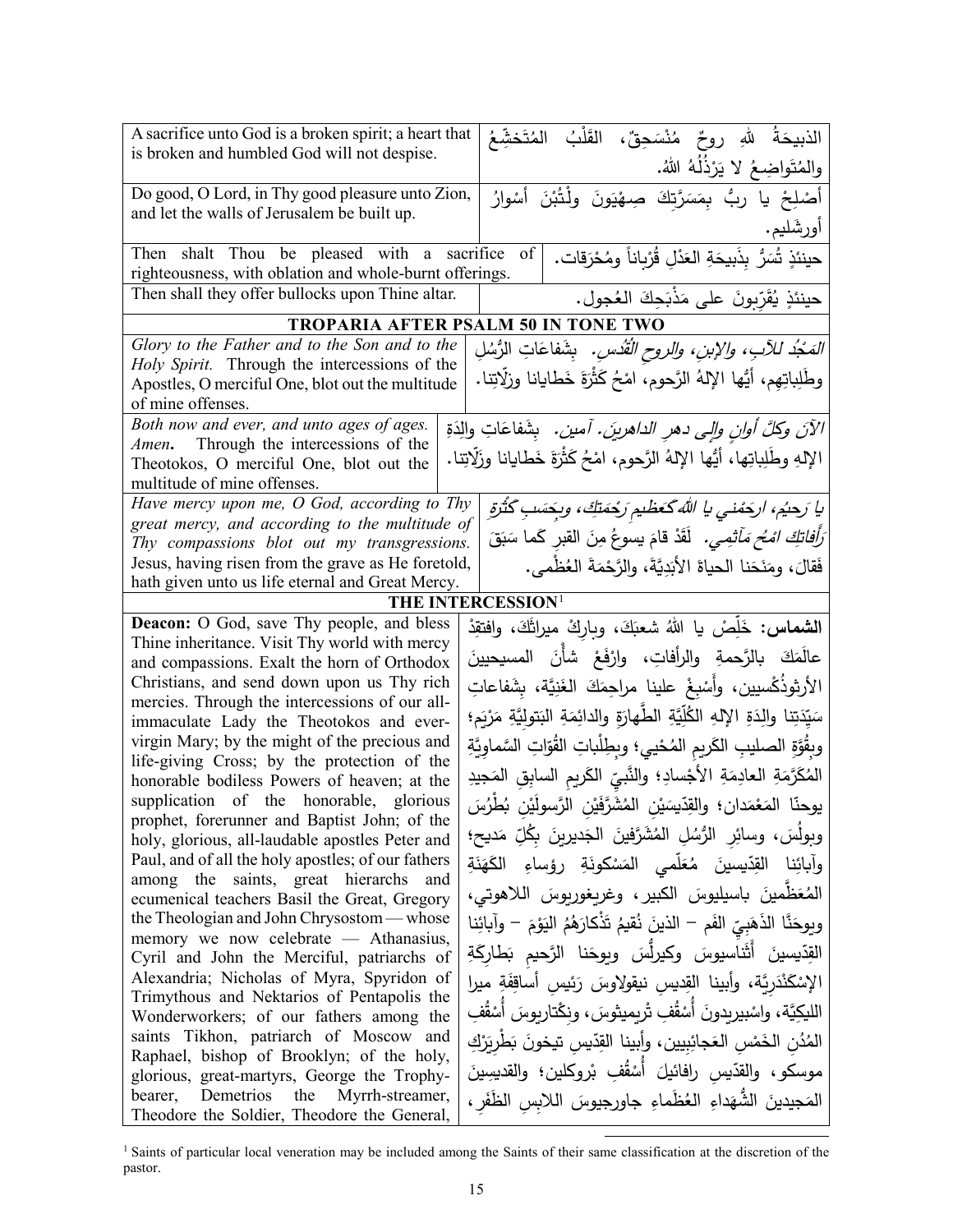| | |
|---|---|
| A sacrifice unto God is a broken spirit; a heart that is broken and humbled God will not despise. | الذبيحَةُ للهِ روحٌ مُنْسَحِقٌ، القَلْبُ المُتَخشِّعُ والمُتَواضِعُ لا يَرْذُلُهُ اللهُ. |
| Do good, O Lord, in Thy good pleasure unto Zion, and let the walls of Jerusalem be built up. | أَصْلِحْ يا ربُّ بِمَسَرَّتِكَ صِهْيَونَ ولْتُبْنَ أسْوارُ أورشَليم. |
| Then shalt Thou be pleased with a sacrifice of righteousness, with oblation and whole-burnt offerings. | حينئذٍ تُسَرُّ بِذَبيحَةِ العَدْلِ قُرْباناً ومُحْرَقات. |
| Then shall they offer bullocks upon Thine altar. | حينئذٍ يُقَرِّبونَ على مَذْبَحِكَ العُجول. |

## TROPARIA AFTER PSALM 50 IN TONE TWO

| | |
|---|---|
| *Glory to the Father and to the Son and to the Holy Spirit.* Through the intercessions of the Apostles, O merciful One, blot out the multitude of mine offenses. | *المَجْدُ للآبِ، والإبنِ، والروحِ القُدُسِ.* بِشَفاعَاتِ الرُّسُلِ وطَلِباتِهِم، أيُّها الإلهُ الرَّحوم، امْحُ كَثْرَةَ خَطايانا وزلّاتِنا. |
| *Both now and ever, and unto ages of ages. Amen.* Through the intercessions of the Theotokos, O merciful One, blot out the multitude of mine offenses. | *الآنَ وكلَّ أوانٍ وإلى دهرِ الداهرينَ. آمين.* بِشَفاعاتِ والِدَةِ الإلهِ وطَلِباتِها، أيُّها الإلهُ الرَّحوم، امْحُ كَثْرَةَ خَطايانا وزلّاتِنا. |
| *Have mercy upon me, O God, according to Thy great mercy, and according to the multitude of Thy compassions blot out my transgressions.* Jesus, having risen from the grave as He foretold, hath given unto us life eternal and Great Mercy. | *يا رَحيمُ، ارحَمْني يا اللهُ كعَظيمِ رَحْمَتِكَ، وبِحَسَبِ كَثْرَةِ رَأفاتِكَ امْحُ مَآثِمي.* لَقَدْ قامَ يسوعُ مِنَ القبرِ كَما سَبَقَ فَقالَ، ومَنَحَنا الحياةَ الأبَدِيَّةَ، والرَّحْمَةَ العُظْمى. |

## THE INTERCESSION[1]

| | |
|---|---|
| **Deacon:** O God, save Thy people, and bless Thine inheritance. Visit Thy world with mercy and compassions. Exalt the horn of Orthodox Christians, and send down upon us Thy rich mercies. Through the intercessions of our all-immaculate Lady the Theotokos and ever-virgin Mary; by the might of the precious and life-giving Cross; by the protection of the honorable bodiless Powers of heaven; at the supplication of the honorable, glorious prophet, forerunner and Baptist John; of the holy, glorious, all-laudable apostles Peter and Paul, and of all the holy apostles; of our fathers among the saints, great hierarchs and ecumenical teachers Basil the Great, Gregory the Theologian and John Chrysostom — whose memory we now celebrate — Athanasius, Cyril and John the Merciful, patriarchs of Alexandria; Nicholas of Myra, Spyridon of Trimythous and Nektarios of Pentapolis the Wonderworkers; of our fathers among the saints Tikhon, patriarch of Moscow and Raphael, bishop of Brooklyn; of the holy, glorious, great-martyrs, George the Trophy-bearer, Demetrios the Myrrh-streamer, Theodore the Soldier, Theodore the General, | **الشماس:** خَلِّصْ يا اللهُ شعبَكَ، وبارِكْ ميراثَكَ، وافتقِدْ عالَمَكَ بالرَّحمةِ والرأفاتِ، وارْفَعْ شأْنَ المسيحيينَ الأرثوذُكْسيين، وأَسْبِغْ علينا مراحِمَكَ الغَنِيَّة، بِشَفاعاتِ سَيِّدَتِنا والِدَةِ الإلهِ الكُلِّيَّةِ الطَّهارَةِ والدائِمَةِ البَتوليَّةِ مَرْيَم؛ وبِقُوَّةِ الصليبِ الكَريمِ المُحْيي؛ وبِطِلْباتِ القُوّاتِ السَّماوِيَّةِ المُكَرَّمَةِ العادِمَةِ الأجْسادِ؛ والنَّبيِّ الكَريمِ السابِقِ المَجيدِ يوحنّا المَعْمَدان؛ والقِدّيسَيْنِ المُشَرَّفَيْنِ الرَّسولَيْنِ بُطْرُسَ وبولُسَ، وسائِرِ الرُّسُلِ المُشَرَّفينَ الجَديرينَ بِكُلِّ مَديح؛ وآبائِنا القِدّيسينَ مُعَلّمي المَسْكونَةِ رؤساءِ الكَهَنَةِ المُعَظَّمينَ باسيليوسَ الكبير، وغريغوريوسَ اللاهوتي، ويوحَنَّا الذَهَبِيِّ الفَم – الذينَ نُقيمُ تَذْكارَهُمُ اليَوْمَ – وآبائِنا القِدّيسينَ أَثَناسيوسَ وكيرلُّسَ ويوحَنا الرَّحيمِ بَطارِكَةِ الإسْكَنْدَرِيَّة، وأبينا القِديسِ نيقولاوسَ رَئيسِ أساقِفَةِ ميرا الليكِيَّة، واسْبيريدونَ أُسْقُفِ تْريميثوسَ، ونِكْتاريوسَ أُسْقُفِ المُدُنِ الخَمْسِ العَجائِبِيين، وأبينا القِدّيسِ تيخونَ بَطْرِيَرْكِ موسكو، والقدّيسِ رافائيلَ أُسْقُفِ بْروكلين؛ والقديسينَ المَجيدينَ الشُّهَداءِ العُظَماءِ جاورجيوسَ اللابِسِ الظَفَرِ، |

[1] Saints of particular local veneration may be included among the Saints of their same classification at the discretion of the pastor.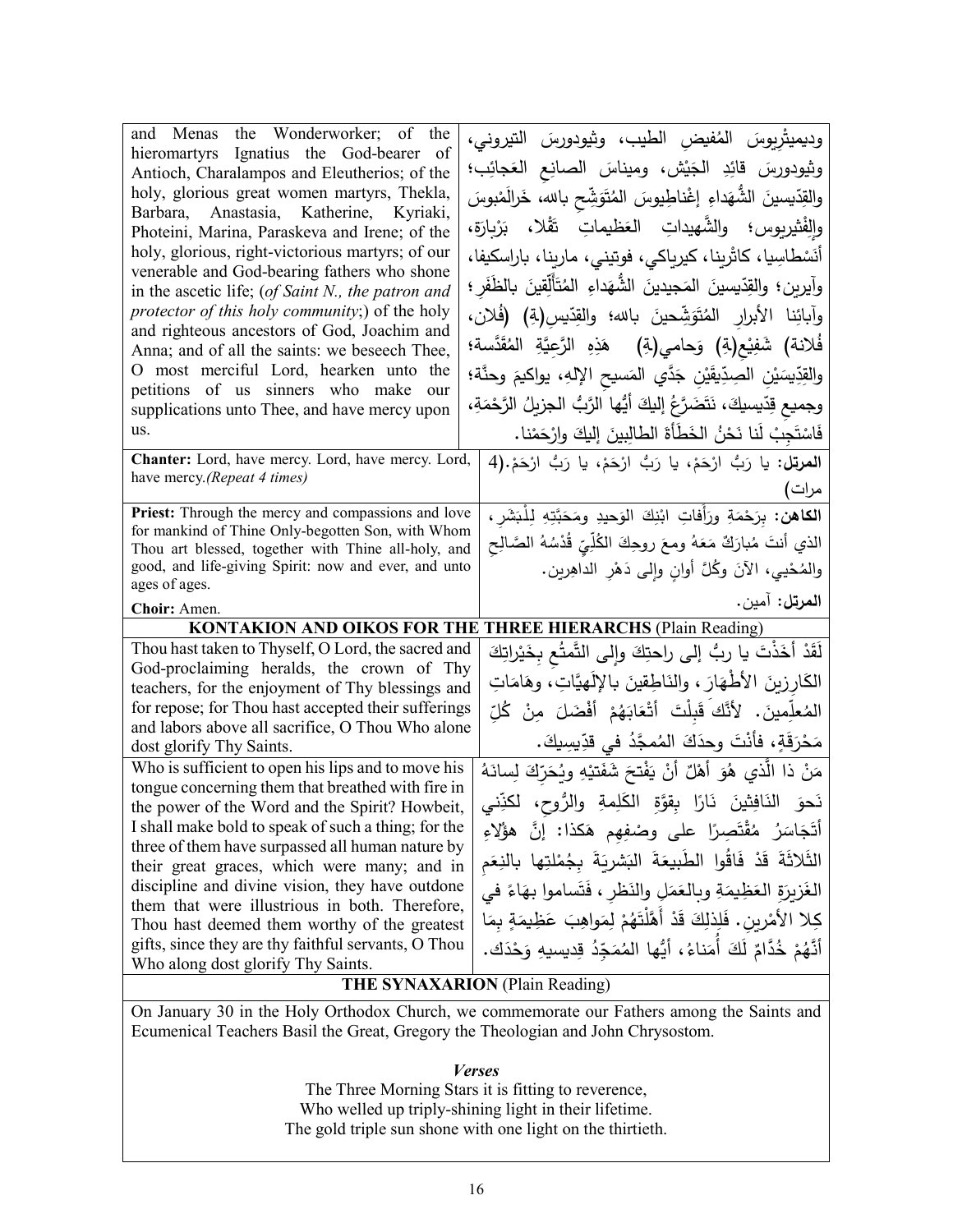| | |
|---|---|
| and Menas the Wonderworker; of the hieromartyrs Ignatius the God-bearer of Antioch, Charalampos and Eleutherios; of the holy, glorious great women martyrs, Thekla, Barbara, Anastasia, Katherine, Kyriaki, Photeini, Marina, Paraskeva and Irene; of the holy, glorious, right-victorious martyrs; of our venerable and God-bearing fathers who shone in the ascetic life; (*of Saint N., the patron and protector of this holy community*;) of the holy and righteous ancestors of God, Joachim and Anna; and of all the saints: we beseech Thee, O most merciful Lord, hearken unto the petitions of us sinners who make our supplications unto Thee, and have mercy upon us. | وديميتْرِيوسَ المُفيضِ الطيب، وثيودورسَ التيروني، وثيودورسَ قائِدِ الجَيْش، ومِيناسَ الصانِعِ العَجائِب؛ والقِدّيسينَ الشُّهَداءِ إغْناطِيوسَ المُتَوَشِّحِ بالله، خَرالَمْبوسَ وإِلْفْثيريوس؛ والشَّهيداتِ العَظيماتِ تَقْلا، بَرْبارَة، أَنَسْطاسِيا، كاثْرينا، كيرياكي، فوتيني، مارينا، باراسكيفا، وآيرين؛ والقِدّيسينَ المَجيدينَ الشُّهَداءِ المُتَأَلِّقينَ بالظَفَر؛ وآبائِنا الأبرارِ المُتَوَشِّحينَ بالله؛ والقِدّيس(ةِ) (فُلان، فُلانة) شَفِيْع(ةِ) وَحامي(ةِ) هَذِهِ الرَّعِيَّةِ المُقَدَّسة؛ والقِدّيسَيْنِ الصِدّيقَيْنِ جَدَّي المَسيحِ الإلهِ، يواكيمَ وحنَّة؛ وجميعِ قِدّيسيكَ، نَتَضَرَّعُ إليكَ أَيُّها الرَّبُّ الجزيلُ الرَّحْمَةِ، فَاسْتَجِبْ لَنا نَحْنُ الخَطَأَةَ الطالِبينَ إليكَ وارْحَمْنا. |
| **Chanter:** Lord, have mercy. Lord, have mercy. Lord, have mercy.*(Repeat 4 times)* | **المرتل:** يا رَبُّ ارْحَمْ، يا رَبُّ ارْحَمْ، يا رَبُّ ارْحَمْ.(4 مرات) |
| **Priest:** Through the mercy and compassions and love for mankind of Thine Only-begotten Son, with Whom Thou art blessed, together with Thine all-holy, and good, and life-giving Spirit: now and ever, and unto ages of ages.<br>**Choir:** Amen. | **الكاهن:** بِرَحْمَةِ ورَأَفاتِ ابْنِكَ الوَحيدِ ومَحَبَّتِهِ لِلْبَشَرِ، الذي أنتَ مُبارَكٌ مَعَهُ ومعَ روحِكَ الكُلِّيِّ قُدْسُهُ الصّالِحِ والمُحْيي، الآنَ وكُلَّ أوانٍ وإلى دَهْرِ الداهِرين.<br>**المرتل:** آمين. |

**KONTAKION AND OIKOS FOR THE THREE HIERARCHS** (Plain Reading)

| | |
|---|---|
| Thou hast taken to Thyself, O Lord, the sacred and God-proclaiming heralds, the crown of Thy teachers, for the enjoyment of Thy blessings and for repose; for Thou hast accepted their sufferings and labors above all sacrifice, O Thou Who alone dost glorify Thy Saints. | لَقَدْ أَخَذْتَ يا ربُّ إلى راحتِكَ وإلى التَّمتُّعِ بِخَيْراتِكَ الكارزينَ الأطْهارَ، والنَاطِقينَ بالإلَهيَّاتِ، وهَامَاتِ المُعلِّمينَ. لأنَّكَ قَبِلْتَ أَتْعَابَهُمْ أفْضَلَ مِنْ كُلِّ مَحْرَقَةٍ، فأنْتَ وحدَكَ المُمجَّدُ في قدّيسِيكَ. |
| Who is sufficient to open his lips and to move his tongue concerning them that breathed with fire in the power of the Word and the Spirit? Howbeit, I shall make bold to speak of such a thing; for the three of them have surpassed all human nature by their great graces, which were many; and in discipline and divine vision, they have outdone them that were illustrious in both. Therefore, Thou hast deemed them worthy of the greatest gifts, since they are thy faithful servants, O Thou Who along dost glorify Thy Saints. | مَنْ ذا الَّذي هُوَ أهْلٌ أنْ يَفْتحَ شَفَتَيْهِ ويُحَرِّكَ لِسانَهُ نَحوَ النَافِثينَ نَارًا بِقوَّةِ الكَلِمةِ والرُّوحِ، لكنّني أتَجاسَرُ مُقْتَصِرًا على وصْفِهِم هَكذا: إنَّ هؤلاءِ الثَلاثَةَ قَدْ فَاقُوا الطَبيعَةَ البَشريَةَ بِجُمْلَتِها بالنِعَمِ الغَزيرَةِ العَظِيمَةِ وبالعَمَلِ والنَظَرِ، فَتَساموا بهاءً في كِلا الأمْرين. فَلِذلِكَ قَدْ أَهَّلْتَهُمْ لِمَواهِبَ عَظِيمَةٍ بِمَا أنَّهُمْ خُدَّامٌ لَكَ أُمَناءُ، أيُّها المُمَجِّدُ قِديسيهِ وَحْدَك. |

**THE SYNAXARION** (Plain Reading)

On January 30 in the Holy Orthodox Church, we commemorate our Fathers among the Saints and Ecumenical Teachers Basil the Great, Gregory the Theologian and John Chrysostom.

***Verses***

The Three Morning Stars it is fitting to reverence,
Who welled up triply-shining light in their lifetime.
The gold triple sun shone with one light on the thirtieth.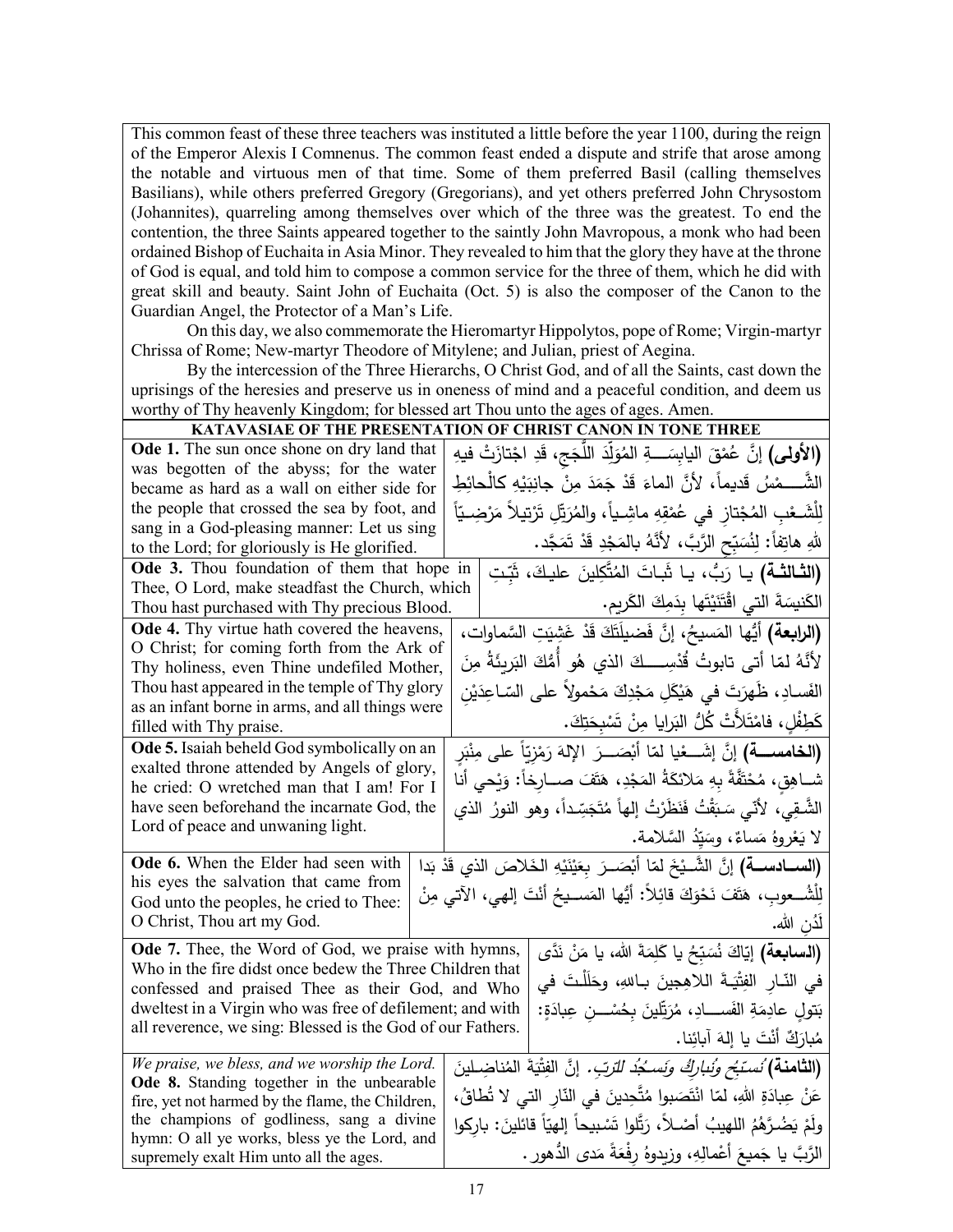This common feast of these three teachers was instituted a little before the year 1100, during the reign of the Emperor Alexis I Comnenus. The common feast ended a dispute and strife that arose among the notable and virtuous men of that time. Some of them preferred Basil (calling themselves Basilians), while others preferred Gregory (Gregorians), and yet others preferred John Chrysostom (Johannites), quarreling among themselves over which of the three was the greatest. To end the contention, the three Saints appeared together to the saintly John Mavropous, a monk who had been ordained Bishop of Euchaita in Asia Minor. They revealed to him that the glory they have at the throne of God is equal, and told him to compose a common service for the three of them, which he did with great skill and beauty. Saint John of Euchaita (Oct. 5) is also the composer of the Canon to the Guardian Angel, the Protector of a Man's Life.

On this day, we also commemorate the Hieromartyr Hippolytos, pope of Rome; Virgin-martyr Chrissa of Rome; New-martyr Theodore of Mitylene; and Julian, priest of Aegina.

By the intercession of the Three Hierarchs, O Christ God, and of all the Saints, cast down the uprisings of the heresies and preserve us in oneness of mind and a peaceful condition, and deem us worthy of Thy heavenly Kingdom; for blessed art Thou unto the ages of ages. Amen.

## KATAVASIAE OF THE PRESENTATION OF CHRIST CANON IN TONE THREE

| | |
|---|---|
| **Ode 1.** The sun once shone on dry land that was begotten of the abyss; for the water became as hard as a wall on either side for the people that crossed the sea by foot, and sang in a God-pleasing manner: Let us sing to the Lord; for gloriously is He glorified. | **(الأولى)** إنَّ عُمْقَ اليابِسَــةِ المُوَلَّدَ اللُّجَجِ، قَدِ اجْتازَتْ فيهِ الشَّــمْسُ قَديماً، لأنَّ الماءَ قَدْ جَمَدَ مِنْ جانِبَيْهِ كالْحائطِ لِلْشَـعْبِ المُجْتازِ في عُمْقِهِ ماشِياً، والمُرَتِّلِ تَرْتيلاً مَرْضِيّاً للهِ هاتِفاً: لِنُسَبِّحِ الرَّبَّ، لأنَّهُ بالمَجْدِ قَدْ تَمَجَّد. |
| **Ode 3.** Thou foundation of them that hope in Thee, O Lord, make steadfast the Church, which Thou hast purchased with Thy precious Blood. | **(الثالثة)** يا رَبُّ، يا ثَباتَ المُتَّكِلينَ عليكَ، ثَبِّتِ الكَنيسَةَ التي اقْتَنَيْتَها بِدَمِكَ الكَريم. |
| **Ode 4.** Thy virtue hath covered the heavens, O Christ; for coming forth from the Ark of Thy holiness, even Thine undefiled Mother, Thou hast appeared in the temple of Thy glory as an infant borne in arms, and all things were filled with Thy praise. | **(الرابعة)** أيُّها المَسيحُ، إنَّ فَضيلَتَكَ قَدْ غَشِيَتِ السَّماوات، لأنَّهُ لمّا أتى تابوتُ قُدْسِــكَ الذي هُو أُمُّكَ البَريئَةُ مِنَ الفَسادِ، ظَهَرْتَ في هَيْكَلِ مَجْدِكَ مَحْمولاً على السّاعِدَيْنِ كَطِفْلٍ، فامْتَلأَتْ كُلُّ البَرايا مِنْ تَسْبِحَتِكَ. |
| **Ode 5.** Isaiah beheld God symbolically on an exalted throne attended by Angels of glory, he cried: O wretched man that I am! For I have seen beforehand the incarnate God, the Lord of peace and unwaning light. | **(الخامســة)** إنَّ إشَــعْيا لمّا أبْصَــرَ الإلهَ رَمْزِيّاً على مِنْبَرٍ شــاهِقٍ، مُحْتَفَّةً بِهِ مَلائكَةُ المَجْدِ، هَتَفَ صــارِخاً: وَيْحي أنا الشَّــقِيُّ، لأنّي سَبَقْتُ فَنَظَرْتُ إلهاً مُتَجَسِّداً، وهو النورُ الذي لا يَعْروهُ مَساءٌ، وسَيِّدُ السَّلامة. |
| **Ode 6.** When the Elder had seen with his eyes the salvation that came from God unto the peoples, he cried to Thee: O Christ, Thou art my God. | **(الســادســة)** إنَّ الشَّــيْخَ لمّا أبْصَــرَ بِعَيْنَيْهِ الخَلاصَ الذي قَدْ بَدا لِلْشُّــعوبِ، هَتَفَ نَحْوَكَ قائِلاً: أيُّها المَســيحُ أنتَ إلهي، الآتي مِنْ لَدُنِ الله. |
| **Ode 7.** Thee, the Word of God, we praise with hymns, Who in the fire didst once bedew the Three Children that confessed and praised Thee as their God, and Who dweltest in a Virgin who was free of defilement; and with all reverence, we sing: Blessed is the God of our Fathers. | **(السابعة)** إيّاكَ نُسَبِّحُ يا كَلِمَةَ الله، يا مَنْ نَدَّى في النّـارِ الفِتْيَـةَ اللاهِجينَ بـاللهِ، وحَلَلْـتَ في بَتولٍ عادِمَةِ الفَســادِ، مُرَتِّلينَ بِحُسْــنِ عِبادَةٍ: مُبارَكٌ أنْتَ يا إلهَ آبائِنا. |
| *We praise, we bless, and we worship the Lord.* **Ode 8.** Standing together in the unbearable fire, yet not harmed by the flame, the Children, the champions of godliness, sang a divine hymn: O all ye works, bless ye the Lord, and supremely exalt Him unto all the ages. | **(الثامنة)** *نُسَبِّحُ ونُبارِكُ ونَسجُدُ للرّبّ.* إنَّ الفِتْيَةَ المُناضِلينَ عَنْ عِبادَةِ اللهِ، لمّا انْتَصَبوا مُتَّحِدينَ في النّارِ التي لا تُطاقُ، ولَمْ يَضُرَّهُمُ اللهيبُ أصْلاً، رَتَّلوا تَسْبيحاً إلهيّاً قائلينَ: بارِكوا الرَّبَّ يا جَميعَ أعْمالِهِ، وزيدوهُ رِفْعَةً مَدى الدُّهور. |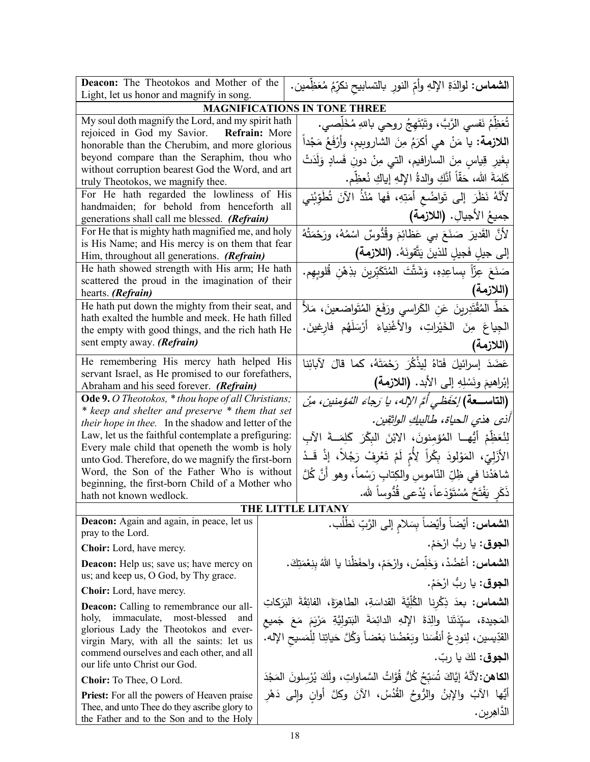| **Deacon:** The Theotokos and Mother of the Light, let us honor and magnify in song. | **الشماس:** لوالدَةِ الإلهِ وأُمِّ النورِ بالتسابيحِ نكرِّمُ مُعَظِّمين. |
|---|---|
| **MAGNIFICATIONS IN TONE THREE** | |
| My soul doth magnify the Lord, and my spirit hath rejoiced in God my Savior. **Refrain:** More honorable than the Cherubim, and more glorious beyond compare than the Seraphim, thou who without corruption bearest God the Word, and art truly Theotokos, we magnify thee. | تُعَظِّمُ نَفسي الرَّبَّ، وتَبْتَهِجُ روحي باللهِ مُخَلِّصي. **اللازمة:** يا مَنْ هي أكرَمُ مِنَ الشاروبيمِ، وأرْفَعُ مَجْداً بِغَيرِ قِياسٍ مِنَ السارافيم، التي مِنْ دونِ فَسادٍ وَلَدَتْ كَلِمَةَ الله، حَقّاً أنَّكِ والدةُ الإلهِ إياكِ نُعظِّم. |
| For He hath regarded the lowliness of His handmaiden; for behold from henceforth all generations shall call me blessed. ***(Refrain)*** | لأنَّهُ نَظَرَ إلى تَواضُعِ أمَتِهِ، فَها مُنْذُ الآنَ تُطَوِّبُني جميعُ الأجيالِ. **(اللازمة)** |
| For He that is mighty hath magnified me, and holy is His Name; and His mercy is on them that fear Him, throughout all generations. ***(Refrain)*** | لأنَّ القَديرَ صَنَعَ بي عَظائِمَ وقُدُّوسٌ اسْمُهُ، ورَحْمَتُهُ إلى جيلٍ فَجيلٍ للذينَ يَتَّقونَهُ. **(اللازمة)** |
| He hath showed strength with His arm; He hath scattered the proud in the imagination of their hearts. ***(Refrain)*** | صَنَعَ عِزّاً بِساعِدِهِ، وَشَتَّتَ المُتَكَبِّرينَ بذِهْنِ قُلوبِهِم. **(اللازمة)** |
| He hath put down the mighty from their seat, and hath exalted the humble and meek. He hath filled the empty with good things, and the rich hath He sent empty away. ***(Refrain)*** | حَطَّ المُقْتَدِرينَ عَنِ الكَراسي ورَفَعَ المُتَواضعينَ، مَلأَ الجِياعَ مِنَ الخَيْراتِ، والأَغْنِياءَ أرْسَلَهُم فارِغينَ. **(اللازمة)** |
| He remembering His mercy hath helped His servant Israel, as He promised to our forefathers, Abraham and his seed forever. ***(Refrain)*** | عَضَدَ إسرائيلَ فَتاهُ لِيذْكُرَ رَحْمَتَهُ، كما قالَ لآبائِنا إبْراهيمَ ونَسْلِهِ إلى الأبد. **(اللازمة)** |
| **Ode 9.** *O Theotokos, \* thou hope of all Christians; \* keep and shelter and preserve \* them that set their hope in thee.* In the shadow and letter of the Law, let us the faithful contemplate a prefiguring: Every male child that openeth the womb is holy unto God. Therefore, do we magnify the first-born Word, the Son of the Father Who is without beginning, the first-born Child of a Mother who hath not known wedlock. | **(التاسعة)** *إحْفَظي أمَّ الإلهِ، يا رَجاءَ المُؤمنين، مِنْ أذى هذي الحياة، طالبيكِ الواثِقِين.* لِنُعَظِّمْ أيُّها المُؤمِنونَ، الابْنَ البِكْرَ كَلِمَةَ الآبِ الأزَلِيّ، المَوْلودَ بِكْراً لأُمٍّ لَمْ تَعْرِفْ رَجُلاً، إذْ قَدْ شاهَدْنا في ظِلِّ النّاموسِ والكِتابِ رَسْماً، وهو أنَّ كُلَّ ذَكَرٍ يَفْتَحُ مُسْتَوْدَعاً، يُدْعى قُدُّوساً لله. |
| **THE LITTLE LITANY** | |
| **Deacon:** Again and again, in peace, let us pray to the Lord. | **الشماس:** أيْضاً وأيْضاً بِسَلامٍ إلى الرَّبِّ نَطْلُب. |
| **Choir:** Lord, have mercy. | **الجوق:** يا ربُّ ارْحَمْ. |
| **Deacon:** Help us; save us; have mercy on us; and keep us, O God, by Thy grace. | **الشماس:** أعْضُدْ، وَخَلِّصْ، وارْحَمْ، واحفَظْنا يا اللهُ بِنِعْمَتِكَ. |
| **Choir:** Lord, have mercy. | **الجوق:** يا ربُّ ارْحَمْ. |
| **Deacon:** Calling to remembrance our all-holy, immaculate, most-blessed and glorious Lady the Theotokos and ever-virgin Mary, with all the saints: let us commend ourselves and each other, and all our life unto Christ our God. | **الشماس:** بعدَ ذِكْرِنا الكُلِّيَّةَ القداسَةِ، الطاهِرَةَ، الفائِقَةَ البَرَكاتِ المَجيدة، سيِّدَتَنا والِدَةَ الإلهِ الدائِمَةَ البَتوليَّةِ مَرْيَمَ مَعَ جَميعِ القدّيسين، لِنودِعْ أنفُسَنا وبَعْضُنا بَعْضاً وَكُلَّ حَياتِنا لِلْمَسيحِ الإله. |
| **Choir:** To Thee, O Lord. | **الجوق:** لكَ يا ربّ. |
| **Priest:** For all the powers of Heaven praise Thee, and unto Thee do they ascribe glory to the Father and to the Son and to the Holy | **الكاهن:** لأنَّهُ إيَّاكَ تُسَبِّحُ كُلُّ قُوَّاتُ السَّماواتِ، ولَكَ يُرْسِلونَ المَجْدَ أيُّها الآبُ والإبنُ والرُّوحُ القُدُسُ، الآنَ وكلَّ أوانٍ وإلى دَهْرِ الدَّاهِرين. |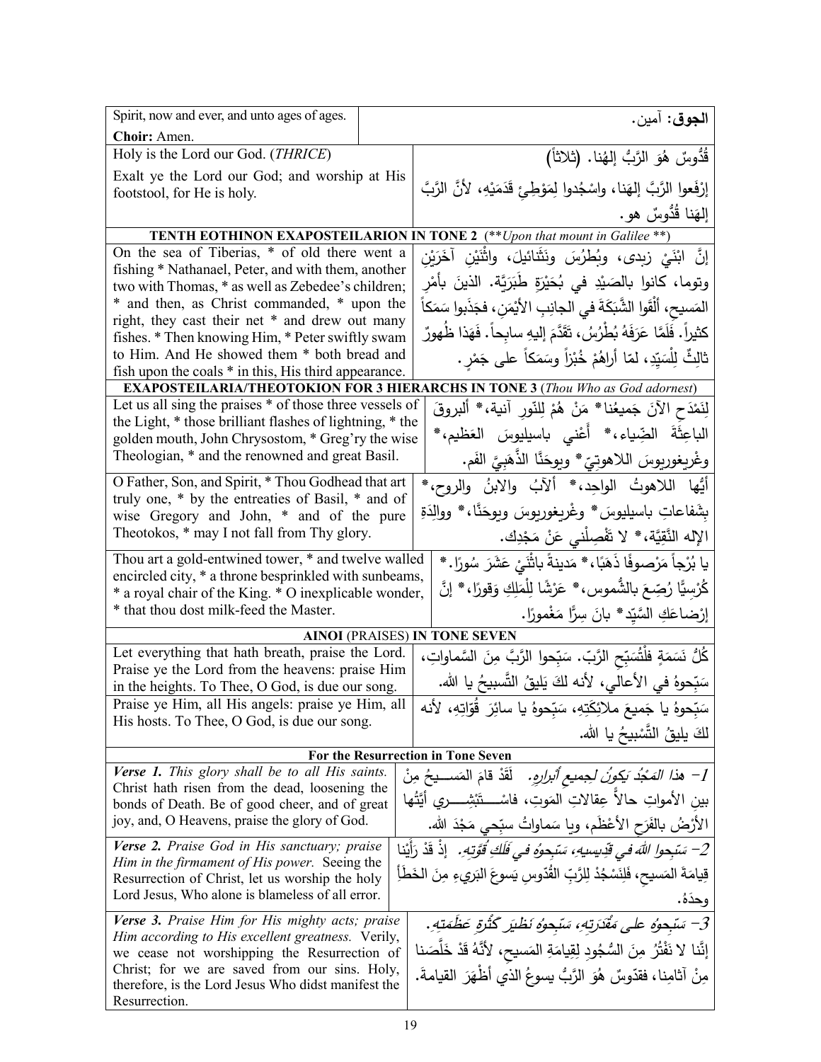| English | Arabic |
|---|---|
| Spirit, now and ever, and unto ages of ages.<br>**Choir:** Amen. | **الجوق:** آمين. |
| Holy is the Lord our God. (*THRICE*)<br>Exalt ye the Lord our God; and worship at His footstool, for He is holy. | قُدُوسٌ هُوَ الرَّبُّ إلهُنا. (ثلاثاً)<br>إرْفَعوا الرَّبَّ إلهَنا، واسْجُدوا لِمَوْطِئِ قَدَمَيْهِ، لأنَّ الرَّبَّ إلهَنا قُدُّوسٌ هو. |
| **TENTH EOTHINON EXAPOSTEILARION IN TONE 2** (***Upon that mount in Galilee***) | |
| On the sea of Tiberias, * of old there went a fishing * Nathanael, Peter, and with them, another two with Thomas, * as well as Zebedee's children; * and then, as Christ commanded, * upon the right, they cast their net * and drew out many fishes. * Then knowing Him, * Peter swiftly swam to Him. And He showed them * both bread and fish upon the coals * in this, His third appearance. | إنَّ ابْنَيْ زبدى، وبُطْرُسَ ونَثَنائيلَ، واثْنَيْنِ آخَرَيْنِ وتوما، كانوا بالصَيْدِ في بُحَيْرَةِ طَبَرِيَّة. الذينَ بأمْرِ المَسيحِ، أَلْقَوا الشَّبَكَةَ في الجانِبِ الأيْمَنِ، فجَذَبوا سَمَكاً كثيراً. فَلَمَّا عَرَفَهُ بُطْرُسُ، تَقَدَّمَ إليهِ سابِحاً. فَهَذا ظُهورٌ ثالِثٌ لِلْسَيِّدِ، لمّا أراهُمْ خُبْزاً وسَمَكاً على جَمْرٍ. |
| **EXAPOSTEILARIA/THEOTOKION FOR 3 HIERARCHS IN TONE 3** (*Thou Who as God adornest*) | |
| Let us all sing the praises * of those three vessels of the Light, * those brilliant flashes of lightning, * the golden mouth, John Chrysostom, * Greg'ry the wise Theologian, * and the renowned and great Basil. | لِنَمْدَحِ الآنَ جَميعُنا* مَنْ هُمْ لِلنّورِ آنية،* ألبروقَ الباعِثَةَ الضِّياء،* أَعْني باسيليوسَ العَظيم،* وغْريغوريوسَ اللاهوتِيّ* ويوحَنَّا الذَّهَبِيَّ الفَم. |
| O Father, Son, and Spirit, * Thou Godhead that art truly one, * by the entreaties of Basil, * and of wise Gregory and John, * and of the pure Theotokos, * may I not fall from Thy glory. | أيُّها اللاهوتُ الواحِد،* ألآبُ والابنُ والروح،* بِشَفاعاتِ باسيليوسَ* وغْريغوريوسَ ويوحَنَّا،* ووالِدَةِ الإلهِ النَّقِيَّة،* لا تَفْصِلْني عَنْ مَجْدِك. |
| Thou art a gold-entwined tower, * and twelve walled encircled city, * a throne besprinkled with sunbeams, * a royal chair of the King. * O inexplicable wonder, * that thou dost milk-feed the Master. | يا بُرْجاً مَرْصوفًا ذَهَبًا،* مَدينةً باثْنَيْ عَشَرَ سُورًا.* كُرْسِيًّا رُصِّعَ بالشُّموس،* عَرْشًا لِلْمَلِكِ وَقورًا،* إنَّ إرْضاعَكِ السَّيِّدِ* بانَ سِرًّا مَغْمورًا. |
| **AINOI** (PRAISES) **IN TONE SEVEN** | |
| Let everything that hath breath, praise the Lord. Praise ye the Lord from the heavens: praise Him in the heights. To Thee, O God, is due our song. | كُلُّ نَسَمَةٍ فلْتُسَبِّحِ الرَّبّ. سَبِّحوا الرَّبَّ مِنَ السَّماواتِ، سَبِّحوهُ في الأعالي، لأنه لكَ يَليقُ التَّسبيحُ يا الله. |
| Praise ye Him, all His angels: praise ye Him, all His hosts. To Thee, O God, is due our song. | سَبِّحوهُ يا جَميعَ ملائِكَتِهِ، سَبِّحوهُ يا سائِرَ قُوّاتِهِ، لأنه لكَ يليقُ التَّسْبيحُ يا الله. |
| **For the Resurrection in Tone Seven** | |
| ***Verse 1.*** *This glory shall be to all His saints.* Christ hath risen from the dead, loosening the bonds of Death. Be of good cheer, and of great joy, and, O Heavens, praise the glory of God. | *1– هذا المَجْدُ يَكونُ لِجميعِ أَبرارِهِ.* لَقَدْ قامَ المَســيحُ مِنْ بينِ الأمواتِ حالاً عِقالاتِ المَوتِ، فاسْــتَبْشِــري أيَّتُها الأرْضُ بالفَرَحِ الأعْظَم، ويا سَماواتُ سبِّحي مَجْدَ الله. |
| ***Verse 2.*** *Praise God in His sanctuary; praise Him in the firmament of His power.* Seeing the Resurrection of Christ, let us worship the holy Lord Jesus, Who alone is blameless of all error. | *2– سَبِّحوا اللهَ في قدِيسيهِ، سَبِّحوهُ في فَلَكِ قُوَّتِهِ.* إذْ قَدْ رَأَيْنا قِيامَةَ المَسيحِ، فَلْنَسْجُدْ لِلرَّبِّ القُدّوسِ يَسوعَ البَريءِ مِنَ الخَطَأَ وحدَهُ. |
| ***Verse 3.*** *Praise Him for His mighty acts; praise Him according to His excellent greatness.* Verily, we cease not worshipping the Resurrection of Christ; for we are saved from our sins. Holy, therefore, is the Lord Jesus Who didst manifest the Resurrection. | *3– سَبِّحوهُ على مَقْدَرَتِهِ، سَبِّحوهُ نَظيرَ كَثْرَةِ عَظَمَتِهِ.* إنَّنا لا نَفْتُرُ مِنَ السُّجُودِ لِقِيامَةِ المَسيحِ، لأَنَّهُ قَدْ خَلَّصَنا مِنْ آثامِنا، فقدّوسٌ هُوَ الرَّبُّ يسوعُ الذي أظْهَرَ القيامةَ. |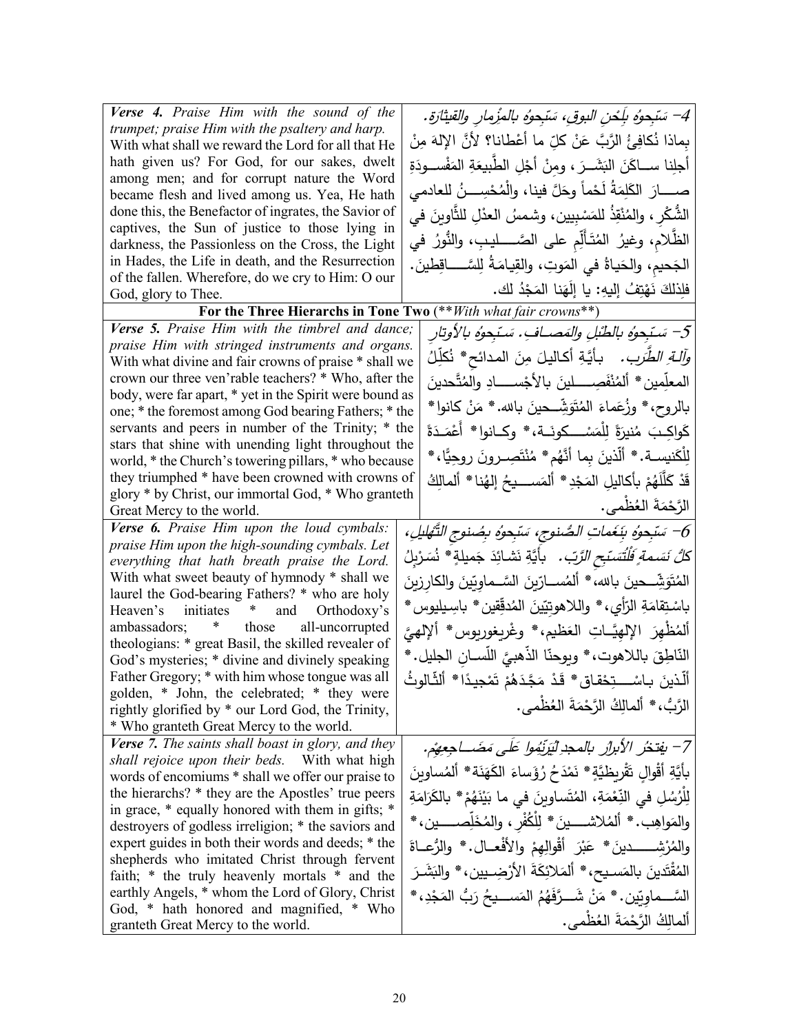| | |
|---|---|
| ***Verse 4.*** *Praise Him with the sound of the trumpet; praise Him with the psaltery and harp.* With what shall we reward the Lord for all that He hath given us? For God, for our sakes, dwelt among men; and for corrupt nature the Word became flesh and lived among us. Yea, He hath done this, the Benefactor of ingrates, the Savior of captives, the Sun of justice to those lying in darkness, the Passionless on the Cross, the Light in Hades, the Life in death, and the Resurrection of the fallen. Wherefore, do we cry to Him: O our God, glory to Thee. | *4- سَبِّحوهُ بِلَحْنِ البوقِ، سَبِّحوهُ بالمِزمارِ والقيثارَة.* بِماذا نُكافِئُ الرَّبَّ عَنْ كلِّ ما أعْطانا؟ لأنَّ الإلهَ مِنْ أجلِنا ساكَنَ البَشَرَ، ومِنْ أجْلِ الطَّبيعَةِ المَفْسودَةِ صارَ الكَلِمَةُ لَحْماً وحَلَّ فينا، والْمُحْسِنُ للعادمي الشُّكْرِ، والمُنْقِذُ للمَسْبِيين، وشمسُ العدْلِ للثَّاوينَ في الظَّلامِ، وغيرُ المُتَألِّمِ على الصَّليبِ، والنُّورُ في الجَحيمِ، والحَياةُ في المَوتِ، والقِيامَةُ لِلسَّاقِطينَ. فلِذلكَ نَهْتِفُ إليهِ: يا إلَهَنا المَجْدُ لك. |
| **For the Three Hierarchs in Tone Two** (***With what fair crowns***) | |
| ***Verse 5.*** *Praise Him with the timbrel and dance; praise Him with stringed instruments and organs.* With what divine and fair crowns of praise * shall we crown our three ven'rable teachers? * Who, after the body, were far apart, * yet in the Spirit were bound as one; * the foremost among God bearing Fathers; * the servants and peers in number of the Trinity; * the stars that shine with unending light throughout the world, * the Church's towering pillars, * who because they triumphed * have been crowned with crowns of glory * by Christ, our immortal God, * Who granteth Great Mercy to the world. | *5- سَبِّحوهُ بالطَّبْلِ والمَصافِ. سَبِّحوهُ بالأوتارِ وآلةِ الطَّرَبِ.* بأيَّةِ أكاليلَ مِنَ المدائحِ* نُكَلِّلُ المعلِّمين* ألمُنْفَصِلينَ بالأجْسادِ والمُتَّحدينَ بالروحِ،* وزُعَماءَ المُتَوَشِّحينَ بالله.* مَنْ كانوا* كَواكِبَ مُنيرَةً لِلْمَسْكونَةِ،* وكانوا* أعْمِدَةً لِلْكَنيسةِ.* ألَّذينَ بما أنَّهُم* مُنْتَصِرونَ روحِيًّا،* قَدْ كَلَّلَهُمْ بأكاليلِ المَجْدِ* ألمَسيحُ إلهُنا* ألمالِكُ الرَّحْمَةَ العُظْمى. |
| ***Verse 6.*** *Praise Him upon the loud cymbals: praise Him upon the high-sounding cymbals. Let everything that hath breath praise the Lord.* With what sweet beauty of hymnody * shall we laurel the God-bearing Fathers? * who are holy Heaven's initiates * and Orthodoxy's ambassadors; * those all-uncorrupted theologians: * great Basil, the skilled revealer of God's mysteries; * divine and divinely speaking Father Gregory; * with him whose tongue was all golden, * John, the celebrated; * they were rightly glorified by * our Lord God, the Trinity, * Who granteth Great Mercy to the world. | *6- سَبِّحوهُ بِنَغَماتِ الصُّنوجِ، سَبِّحوهُ بِصُنوجِ التَّهليلِ، كُلُّ نَسَمةٍ فَلْتُسَبِّحِ الرَّبّ.* بأيَّةِ نَشائِدَ جَميلةٍ* نُسَرْبِلُ المُتَوَشِّحينَ بالله،* ألمُسارِّينَ السَّماويِّينَ والكارِزينَ باسْتِقامَةِ الرَّأي،* واللاهوتيّينَ المُدقِّقين* باسِيليوس* ألمُظْهِرَ الإلهيَّاتِ العَظيم،* وغْريغوريوس* ألإلهيَّ النَّاطِقَ باللاهوت،* ويوحنّا الذّهبيَّ اللّسانِ الجليل.* ألّذينَ باسْتِحْقاق* قَدْ مَجَّدَهُمْ تَمْجيدًا* ألثّالوثُ الرَّبُّ،* ألمالِكُ الرَّحْمَةَ العُظْمى. |
| ***Verse 7.*** *The saints shall boast in glory, and they shall rejoice upon their beds.* With what high words of encomiums * shall we offer our praise to the hierarchs? * they are the Apostles' true peers in grace, * equally honored with them in gifts; * destroyers of godless irreligion; * the saviors and expert guides in both their words and deeds; * the shepherds who imitated Christ through fervent faith; * the truly heavenly mortals * and the earthly Angels, * whom the Lord of Glory, Christ God, * hath honored and magnified, * Who granteth Great Mercy to the world. | *7- يفتخرُ الأبرارُ بالمجدِ ليَرْنُموا عَلى مَضاجِعِهِم.* بأيَّةِ أقْوالٍ تَقْريظيَّةٍ* نَمْدَحُ رُؤَساءَ الكَهَنَة* ألمُساوينَ لِلْرُسُلِ في النِّعْمَةِ، المُتَساوينَ في ما بَيْنَهُمْ* بالكَرامَةِ والمَواهِب.* ألمُلاشينَ* لِلْكُفْرِ، والمُخَلِّصين،* والمُرْشِدينَ* عَبْرَ أقْوالِهِمْ والأفْعال.* والرُّعاةَ المُقْتَدينَ بالمَسيح،* ألمَلائِكَةَ الأرْضِيين،* والبَشَرَ السَّماويّين.* مَنْ شَرَّفَهُمُ المَسيحُ رَبُّ المَجْدِ،* ألمالِكُ الرَّحْمَةَ العُظْمى. |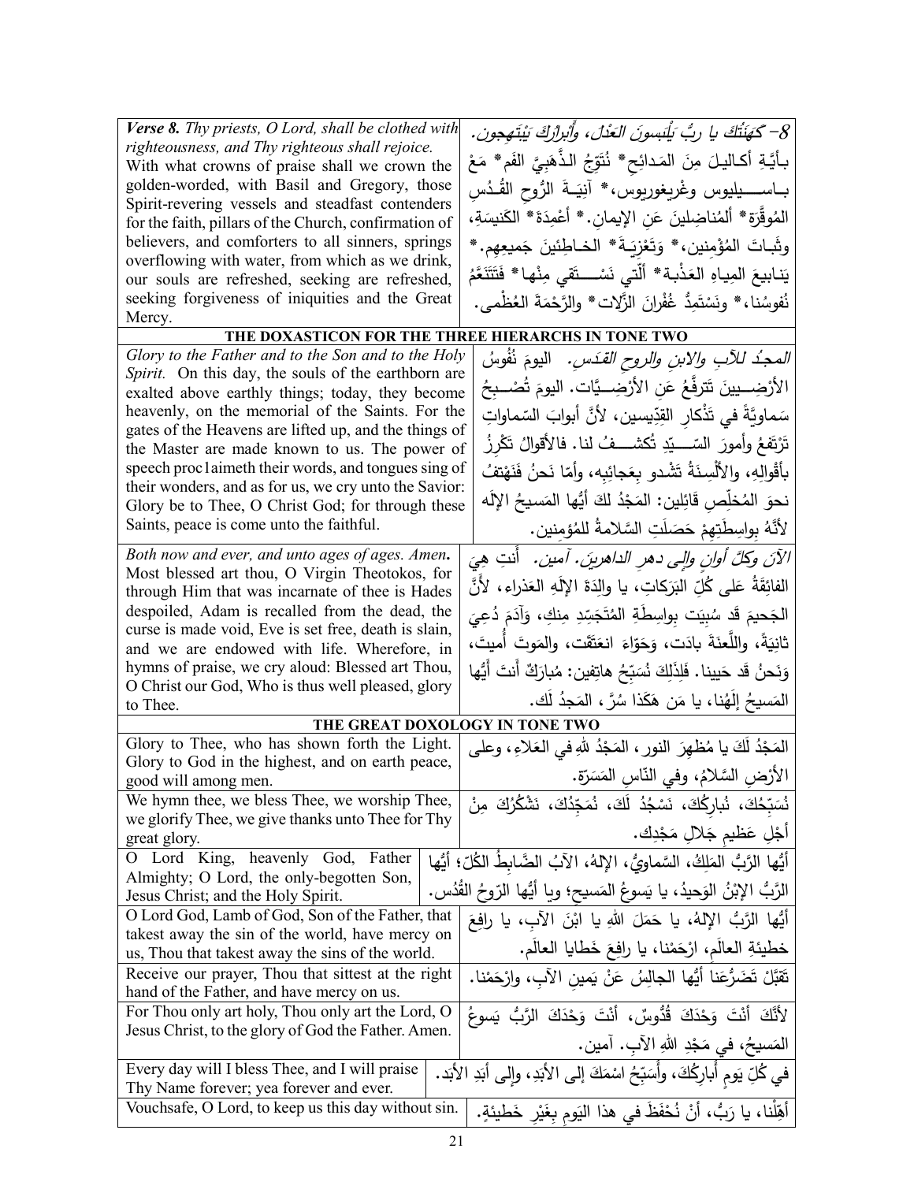| *Verse 8. Thy priests, O Lord, shall be clothed with righteousness, and Thy righteous shall rejoice.* With what crowns of praise shall we crown the golden-worded, with Basil and Gregory, those Spirit-revering vessels and steadfast contenders for the faith, pillars of the Church, confirmation of believers, and comforters to all sinners, springs overflowing with water, from which as we drink, our souls are refreshed, seeking are refreshed, seeking forgiveness of iniquities and the Great Mercy. | *8- كَهَنَتُكَ يا ربُّ يَلْبَسونَ العَدْلَ، وأَبرارُكَ يَبْتَهِجون.* بِأَيَّةِ أكاليلَ مِنَ المَدائِحِ* نُتَوِّجُ الذَّهَبِيَّ الفَم* مَعْ باسيليوس وغْريغوريوس،* آنِيَةَ الرُّوحِ القُدُسِ المُوقَّرة* أَلمُناضِلينَ عَنِ الإيمانِ.* أَعْمِدَةَ* الكَنيسَةِ، وثَباتَ المُؤْمِنين،* وَتَعْزِيَةَ* الخاطِئينَ جَميعِهِم.* يَنابيعَ المِياهِ العَذْبة* أَلّتي نَسْتَقي مِنْها* فَتَتَنَعَّمُ نُفوسُنا،* ونَسْتَمِدُّ غُفْرانَ الزَّلات* والرَّحْمَةَ العُظْمى. |
|---|---|
| **THE DOXASTICON FOR THE THREE HIERARCHS IN TONE TWO** | |
| *Glory to the Father and to the Son and to the Holy Spirit.* On this day, the souls of the earthborn are exalted above earthly things; today, they become heavenly, on the memorial of the Saints. For the gates of the Heavens are lifted up, and the things of the Master are made known to us. The power of speech proc1aimeth their words, and tongues sing of their wonders, and as for us, we cry unto the Savior: Glory be to Thee, O Christ God; for through these Saints, peace is come unto the faithful. | *المجدُ للآبِ والابنِ والروحِ القدَسِ.* اليومَ نُفوسُ الأرْضِيينَ تَترفَّعُ عَنِ الأرْضِيَّات. اليومَ تُصْبِحُ سَماوِيَّةً في تَذْكارِ القِدِّيسين، لأنَّ أبوابَ السّماواتِ تَرْتَفِعُ وأمورَ السَّيِّدِ تُكشَفُ لنا. فالأقوالُ تَكْرِزُ بأقْوالِهِ، والألْسِنَةُ تَشْدو بعَجائِبِه، وأمّا نَحنُ فَنَهْتِفُ نحوَ المُخَلِّصِ قائِلين: المَجْدُ لكَ أيُّها المَسيحُ الإلَه لأنَّهُ بواسِطَتِهِمْ حَصَلَتِ السَّلامةُ للمُؤمِنين. |
| *Both now and ever, and unto ages of ages. Amen.* Most blessed art thou, O Virgin Theotokos, for through Him that was incarnate of thee is Hades despoiled, Adam is recalled from the dead, the curse is made void, Eve is set free, death is slain, and we are endowed with life. Wherefore, in hymns of praise, we cry aloud: Blessed art Thou, O Christ our God, Who is thus well pleased, glory to Thee. | *الآنَ وكلَّ أوانٍ وإلى دهرِ الداهرينَ. آمين.* أنتِ هِيَ الفائِقَةُ عَلى كُلِّ البَرَكاتِ، يا والِدَةَ الإلَهِ العَذراء، لأنَّ الجَحيمَ قَد سُبِيَت بواسِطَةِ المُتَجَسِّدِ مِنكِ، وآدَمَ دُعِيَ ثانِيَةً، واللَّعنَةَ بادَت، وَحَوّاءَ انعَتَقَت، والمَوتَ أُميتَ، وَنَحنُ قَد حَيينا. فَلِذَلِكَ نُسَبِّحُ هاتِفين: مُبارَكٌ أَنتَ أَيُّها المَسيحُ إلَهُنا، يا مَن هَكَذا سُرَّ، المَجدُ لَك. |
| **THE GREAT DOXOLOGY IN TONE TWO** | |
| Glory to Thee, who has shown forth the Light. Glory to God in the highest, and on earth peace, good will among men. | المَجْدُ لَكَ يا مُظهِرَ النورِ، المَجْدُ للهِ في العَلاءِ، وعلى الأرْضِ السَّلامُ، وفي النّاسِ المَسَرّة. |
| We hymn thee, we bless Thee, we worship Thee, we glorify Thee, we give thanks unto Thee for Thy great glory. | نُسَبِّحُكَ، نُبارِكُكَ، نَسْجُدُ لَكَ، نُمَجِّدُكَ، نَشْكُرُكَ مِنْ أجْلِ عَظيمِ جَلالِ مَجْدِك. |
| O Lord King, heavenly God, Father Almighty; O Lord, the only-begotten Son, Jesus Christ; and the Holy Spirit. | أيُّها الرَّبُّ المَلِكُ، السَّماوِيُّ، الإلهُ، الآبُ الضَّابِطُ الكُلّ؛ أيُّها الرَّبُّ الإبْنُ الوَحيدُ، يا يَسوعُ المَسيح؛ ويا أيُّها الرّوحُ القُدُس. |
| O Lord God, Lamb of God, Son of the Father, that takest away the sin of the world, have mercy on us, Thou that takest away the sins of the world. | أيُّها الرَّبُّ الإلهُ، يا حَمَلَ اللهِ يا ابْنَ الآبِ، يا رافِعَ خَطيئةِ العالَمِ، ارْحَمْنا، يا رافِعَ خَطايا العالَم. |
| Receive our prayer, Thou that sittest at the right hand of the Father, and have mercy on us. | تَقَبَّلْ تَضَرُّعَنا أيُّها الجالِسُ عَنْ يَمينِ الآبِ، وارْحَمْنا. |
| For Thou only art holy, Thou only art the Lord, O Jesus Christ, to the glory of God the Father. Amen. | لأنَّكَ أنْتَ وَحْدَكَ قُدُّوسٌ، أنْتَ وَحْدَكَ الرَّبُّ يَسوعُ المَسيحُ، في مَجْدِ اللهِ الآبِ. آمين. |
| Every day will I bless Thee, and I will praise Thy Name forever; yea forever and ever. | في كُلِّ يَومٍ أُبارِكُكَ، وأُسَبِّحُ اسْمَكَ إلى الأبَدِ، وإلى أبَدِ الأبَد. |
| Vouchsafe, O Lord, to keep us this day without sin. | أهِّلْنا، يا رَبُّ، أنْ نُحْفَظَ في هذا اليَومِ بِغَيْرِ خَطيئةٍ. |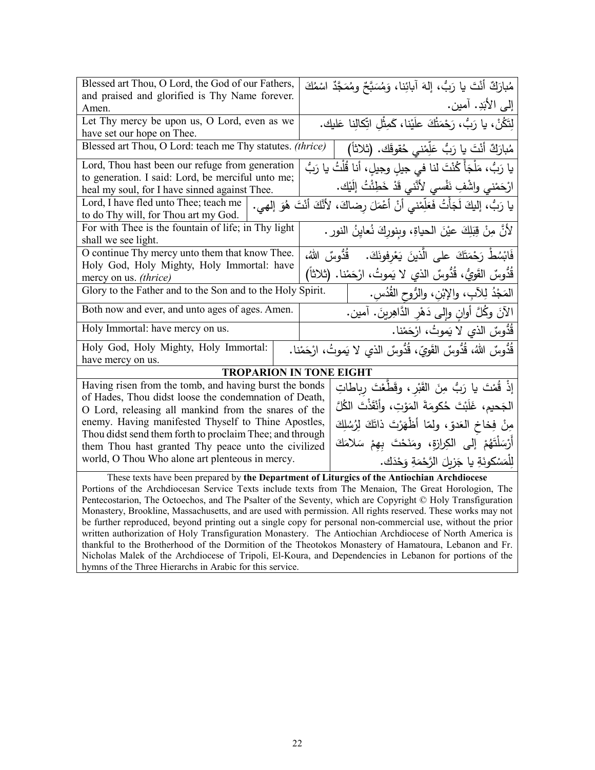| | |
|---|---|
| Blessed art Thou, O Lord, the God of our Fathers, and praised and glorified is Thy Name forever. Amen. | مُبارَكٌ أنْتَ يا رَبُّ، إلهَ آبائِنا، وَمُسَبَّحٌ ومُمَجَّدٌ اسْمُكَ إلى الأبَدِ. آمين. |
| Let Thy mercy be upon us, O Lord, even as we have set our hope on Thee. | لِتَكُنْ، يا رَبُّ، رَحْمَتُكَ علَيْنا، كَمِثْلِ اتِّكالِنا عَليك. |
| Blessed art Thou, O Lord: teach me Thy statutes. *(thrice)* | مُبارَكٌ أنْتَ يا رَبُّ عَلِّمْني حُقوقَك. (ثلاثاً) |
| Lord, Thou hast been our refuge from generation to generation. I said: Lord, be merciful unto me; heal my soul, for I have sinned against Thee. | يا رَبُّ، مَلْجَأً كُنْتَ لنا في جيلٍ وجيلٍ، أنا قُلْتُ يا رَبُّ ارْحَمْني واشْفِ نَفْسي لأنّني قَدْ خَطِئْتُ إلَيْك. |
| Lord, I have fled unto Thee; teach me to do Thy will, for Thou art my God. | يا رَبُّ، إليكَ لَجَأْتُ فَعَلِّمْني أنْ أعْمَلَ رِضاكَ، لأنَّكَ أنْتَ هُوَ إلهي. |
| For with Thee is the fountain of life; in Thy light shall we see light. | لأنَّ مِنْ قِبَلِكَ عيْنَ الحياةِ، وبِنورِكَ نُعاينُ النور. |
| O continue Thy mercy unto them that know Thee. Holy God, Holy Mighty, Holy Immortal: have mercy on us. *(thrice)* | فَابْسُطْ رَحْمَتَكَ على الّذينَ يَعْرِفونَكَ. قُدُّوسٌ اللهُ، قُدُّوسٌ القَوِيُّ، قُدُّوسٌ الذي لا يَموتُ، ارْحَمْنا. (ثلاثاً) |
| Glory to the Father and to the Son and to the Holy Spirit. | المَجْدُ لِلآبِ، والإبْنِ، والرُّوحِ القُدُسِ. |
| Both now and ever, and unto ages of ages. Amen. | الآنَ وكُلَّ أوانٍ وإلى دَهْرِ الدَّاهِرينَ. آمين. |
| Holy Immortal: have mercy on us. | قُدُّوسٌ الذي لا يَموتُ، ارْحَمْنا. |
| Holy God, Holy Mighty, Holy Immortal: have mercy on us. | قُدُّوسٌ اللهُ، قُدُّوسٌ القَوِيّ، قُدُّوسٌ الذي لا يَموتُ، ارْحَمْنا. |

**TROPARION IN TONE EIGHT**

| | |
|---|---|
| Having risen from the tomb, and having burst the bonds of Hades, Thou didst loose the condemnation of Death, O Lord, releasing all mankind from the snares of the enemy. Having manifested Thyself to Thine Apostles, Thou didst send them forth to proclaim Thee; and through them Thou hast granted Thy peace unto the civilized world, O Thou Who alone art plenteous in mercy. | إذْ قُمْتَ يا رَبُّ مِنَ القَبْرِ، وقَطَّعْتَ رِباطاتِ الجَحيم، غَلَبْتَ حُكومَةَ المَوْتِ، وأنْقَذْتَ الكُلَّ مِنْ فِخاخِ العَدوّ، ولمّا أظْهَرْتَ ذاتَكَ لِرُسُلِكَ أَرْسَلْتَهُمْ إلى الكِرازةِ، ومَنَحْتَ بِهِمْ سَلامَكَ لِلْمَسْكونَةِ يا جَزيلَ الرَّحْمَةِ وَحْدَك. |

These texts have been prepared by **the Department of Liturgics of the Antiochian Archdiocese**

Portions of the Archdiocesan Service Texts include texts from The Menaion, The Great Horologion, The Pentecostarion, The Octoechos, and The Psalter of the Seventy, which are Copyright © Holy Transfiguration Monastery, Brookline, Massachusetts, and are used with permission. All rights reserved. These works may not be further reproduced, beyond printing out a single copy for personal non-commercial use, without the prior written authorization of Holy Transfiguration Monastery. The Antiochian Archdiocese of North America is thankful to the Brotherhood of the Dormition of the Theotokos Monastery of Hamatoura, Lebanon and Fr. Nicholas Malek of the Archdiocese of Tripoli, El-Koura, and Dependencies in Lebanon for portions of the hymns of the Three Hierarchs in Arabic for this service.